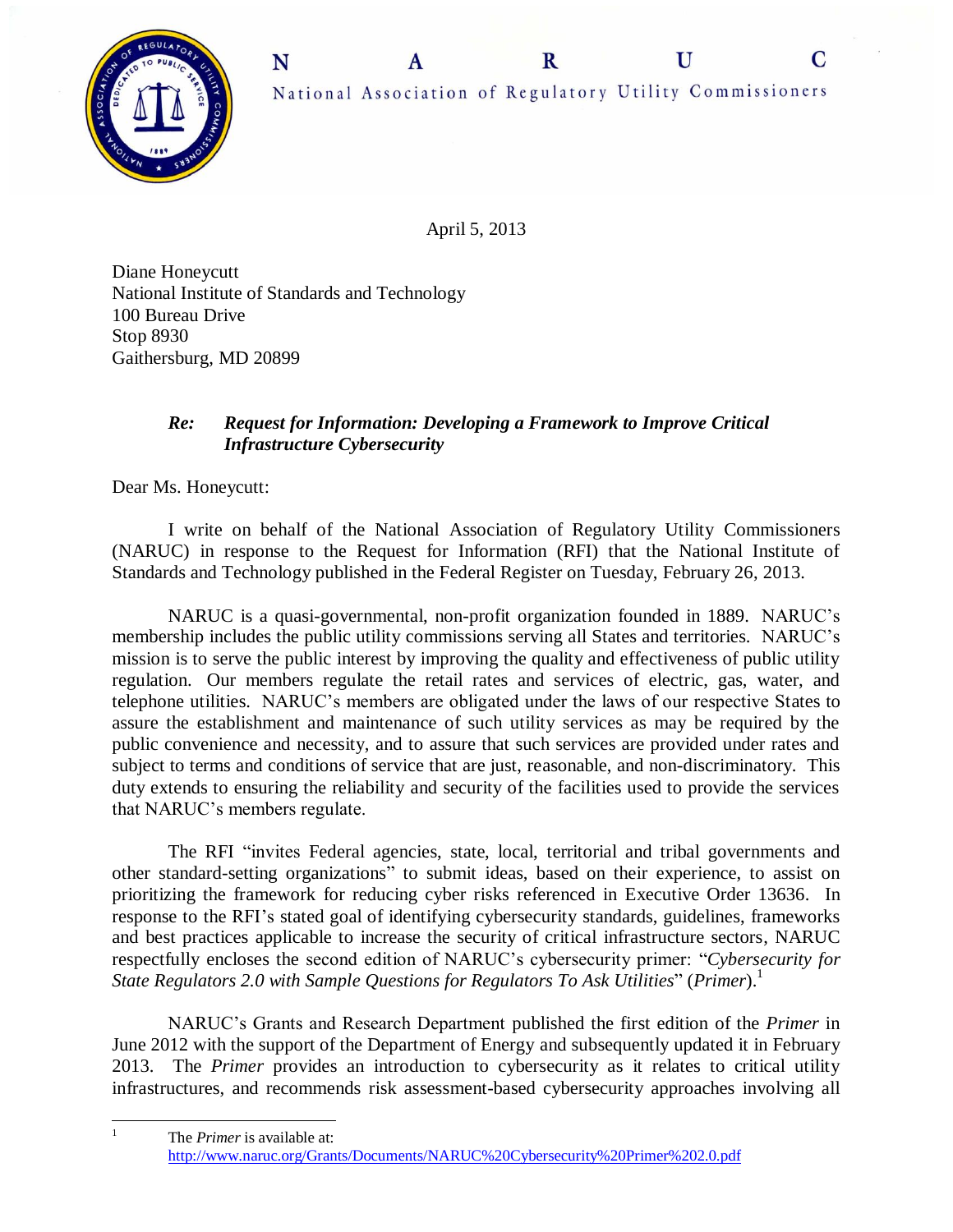# N A R U C

National Association of Regulatory Utility Commissioners

April 5, 2013

Diane Honeycutt
National Institute of Standards and Technology
100 Bureau Drive
Stop 8930
Gaithersburg, MD 20899

***Re: Request for Information: Developing a Framework to Improve Critical Infrastructure Cybersecurity***

Dear Ms. Honeycutt:

I write on behalf of the National Association of Regulatory Utility Commissioners (NARUC) in response to the Request for Information (RFI) that the National Institute of Standards and Technology published in the Federal Register on Tuesday, February 26, 2013.

NARUC is a quasi-governmental, non-profit organization founded in 1889. NARUC's membership includes the public utility commissions serving all States and territories. NARUC's mission is to serve the public interest by improving the quality and effectiveness of public utility regulation. Our members regulate the retail rates and services of electric, gas, water, and telephone utilities. NARUC's members are obligated under the laws of our respective States to assure the establishment and maintenance of such utility services as may be required by the public convenience and necessity, and to assure that such services are provided under rates and subject to terms and conditions of service that are just, reasonable, and non-discriminatory. This duty extends to ensuring the reliability and security of the facilities used to provide the services that NARUC's members regulate.

The RFI "invites Federal agencies, state, local, territorial and tribal governments and other standard-setting organizations" to submit ideas, based on their experience, to assist on prioritizing the framework for reducing cyber risks referenced in Executive Order 13636. In response to the RFI's stated goal of identifying cybersecurity standards, guidelines, frameworks and best practices applicable to increase the security of critical infrastructure sectors, NARUC respectfully encloses the second edition of NARUC's cybersecurity primer: "*Cybersecurity for State Regulators 2.0 with Sample Questions for Regulators To Ask Utilities*" (*Primer*).[1]

NARUC's Grants and Research Department published the first edition of the *Primer* in June 2012 with the support of the Department of Energy and subsequently updated it in February 2013. The *Primer* provides an introduction to cybersecurity as it relates to critical utility infrastructures, and recommends risk assessment-based cybersecurity approaches involving all

---

[1] The *Primer* is available at: http://www.naruc.org/Grants/Documents/NARUC%20Cybersecurity%20Primer%202.0.pdf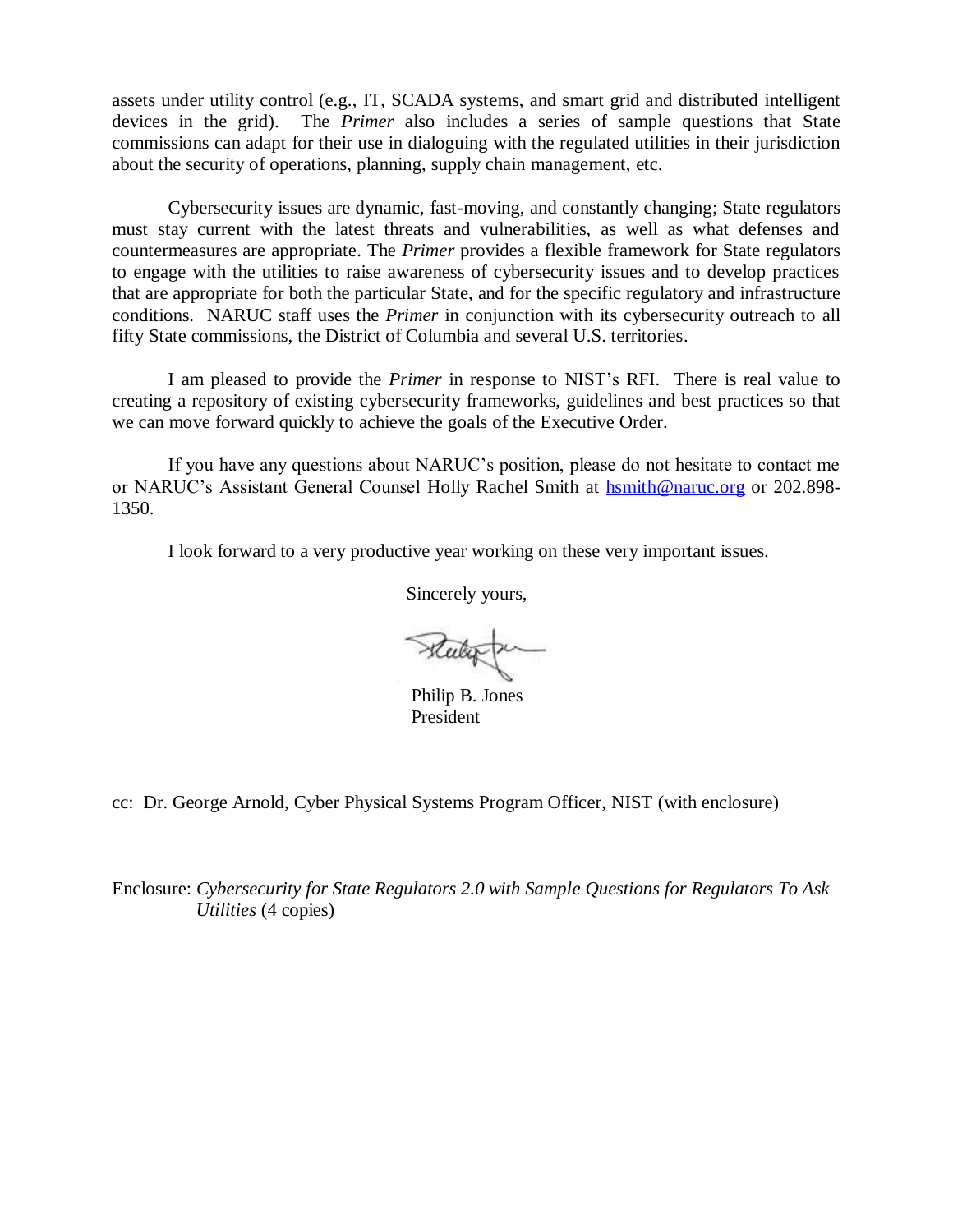assets under utility control (e.g., IT, SCADA systems, and smart grid and distributed intelligent devices in the grid). The *Primer* also includes a series of sample questions that State commissions can adapt for their use in dialoguing with the regulated utilities in their jurisdiction about the security of operations, planning, supply chain management, etc.

Cybersecurity issues are dynamic, fast-moving, and constantly changing; State regulators must stay current with the latest threats and vulnerabilities, as well as what defenses and countermeasures are appropriate. The *Primer* provides a flexible framework for State regulators to engage with the utilities to raise awareness of cybersecurity issues and to develop practices that are appropriate for both the particular State, and for the specific regulatory and infrastructure conditions. NARUC staff uses the *Primer* in conjunction with its cybersecurity outreach to all fifty State commissions, the District of Columbia and several U.S. territories.

I am pleased to provide the *Primer* in response to NIST's RFI. There is real value to creating a repository of existing cybersecurity frameworks, guidelines and best practices so that we can move forward quickly to achieve the goals of the Executive Order.

If you have any questions about NARUC's position, please do not hesitate to contact me or NARUC's Assistant General Counsel Holly Rachel Smith at hsmith@naruc.org or 202.898-1350.

I look forward to a very productive year working on these very important issues.

Sincerely yours,

Philip B. Jones
President

cc: Dr. George Arnold, Cyber Physical Systems Program Officer, NIST (with enclosure)

Enclosure: *Cybersecurity for State Regulators 2.0 with Sample Questions for Regulators To Ask Utilities* (4 copies)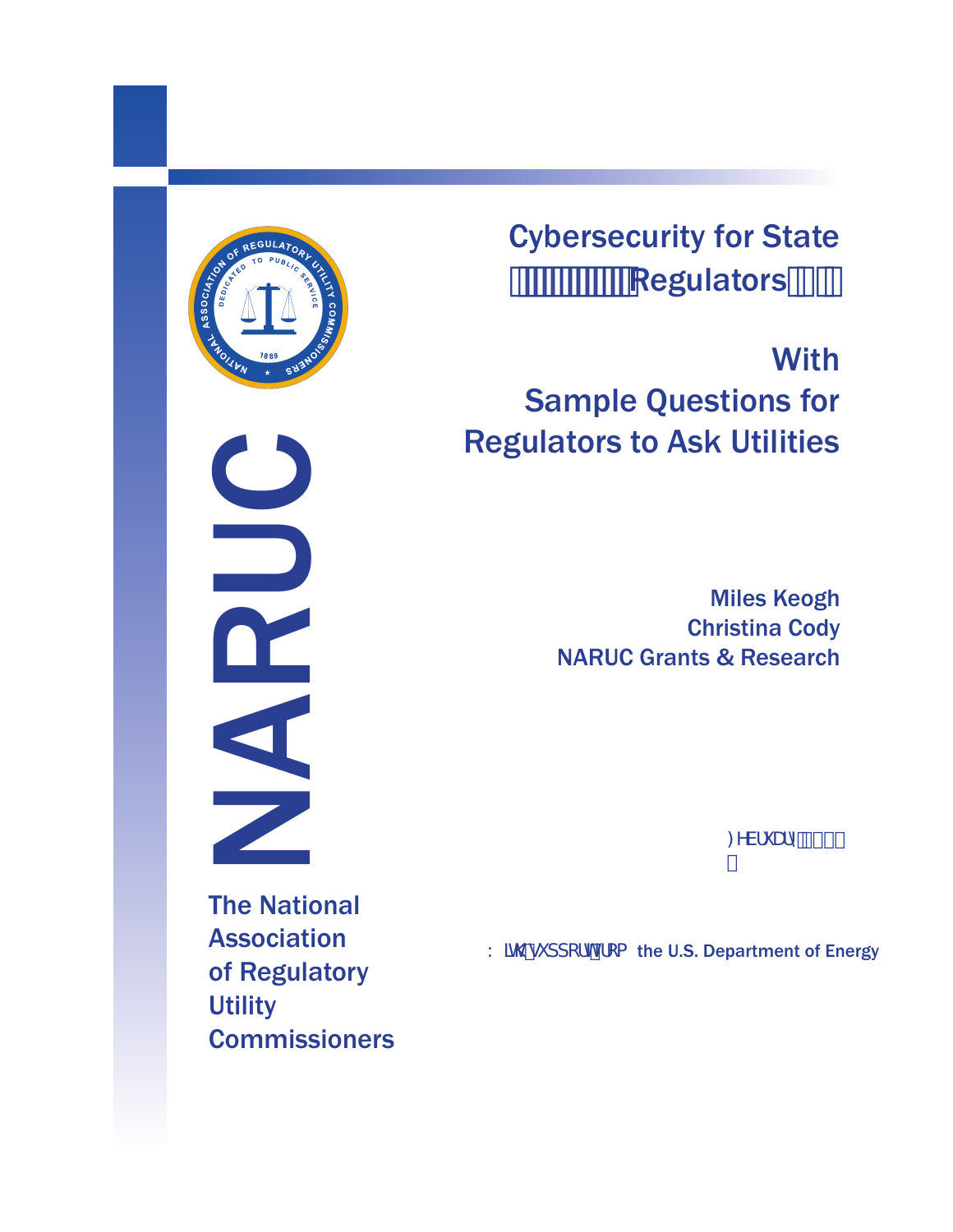# Cybersecurity for State Regulators

## With Sample Questions for Regulators to Ask Utilities

Miles Keogh
Christina Cody
NARUC Grants & Research

February

With support from the U.S. Department of Energy

NARUC

The National Association of Regulatory Utility Commissioners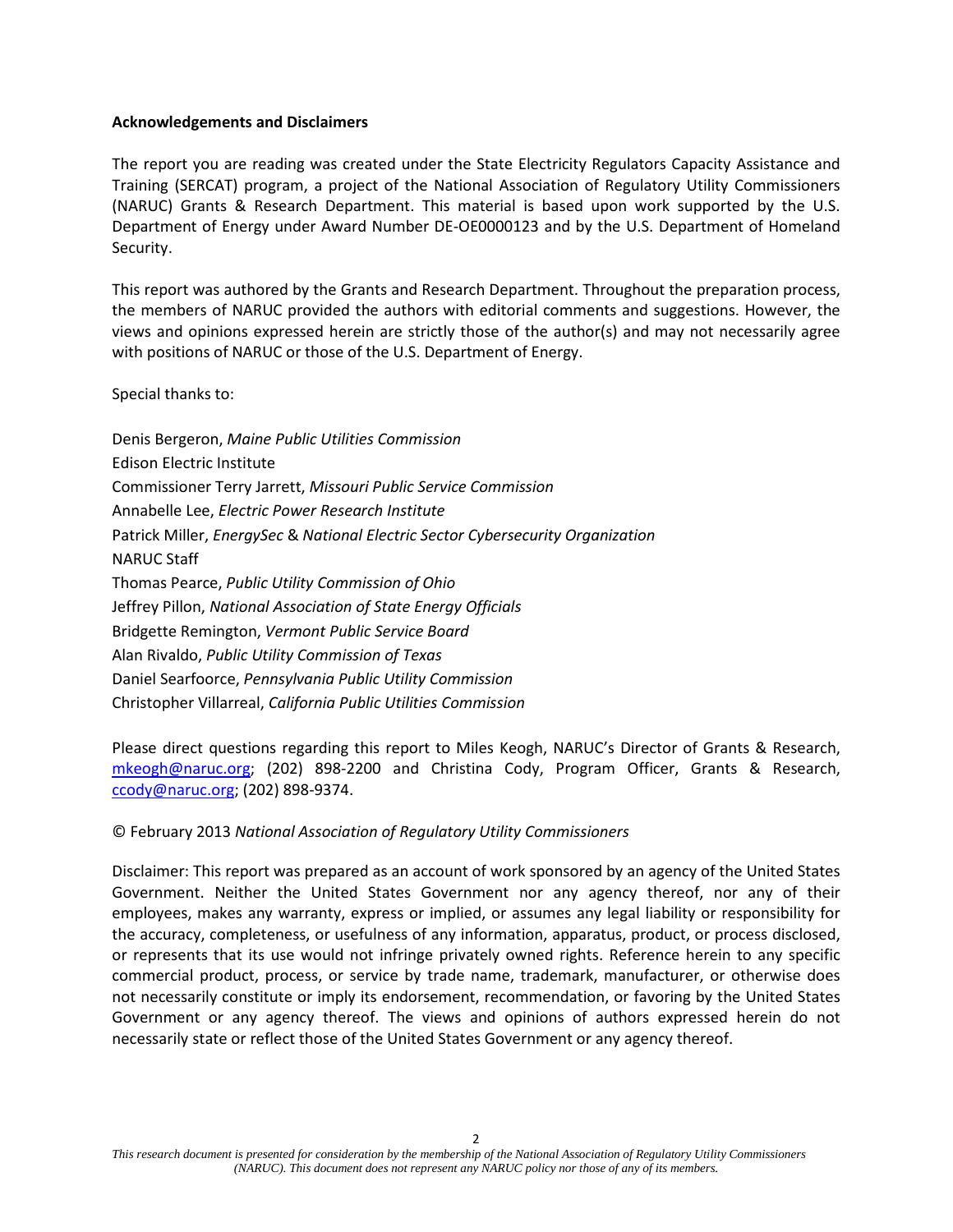**Acknowledgements and Disclaimers**

The report you are reading was created under the State Electricity Regulators Capacity Assistance and Training (SERCAT) program, a project of the National Association of Regulatory Utility Commissioners (NARUC) Grants & Research Department. This material is based upon work supported by the U.S. Department of Energy under Award Number DE-OE0000123 and by the U.S. Department of Homeland Security.

This report was authored by the Grants and Research Department. Throughout the preparation process, the members of NARUC provided the authors with editorial comments and suggestions. However, the views and opinions expressed herein are strictly those of the author(s) and may not necessarily agree with positions of NARUC or those of the U.S. Department of Energy.

Special thanks to:

Denis Bergeron, *Maine Public Utilities Commission*
Edison Electric Institute
Commissioner Terry Jarrett, *Missouri Public Service Commission*
Annabelle Lee, *Electric Power Research Institute*
Patrick Miller, *EnergySec* & *National Electric Sector Cybersecurity Organization*
NARUC Staff
Thomas Pearce, *Public Utility Commission of Ohio*
Jeffrey Pillon, *National Association of State Energy Officials*
Bridgette Remington, *Vermont Public Service Board*
Alan Rivaldo, *Public Utility Commission of Texas*
Daniel Searfoorce, *Pennsylvania Public Utility Commission*
Christopher Villarreal, *California Public Utilities Commission*

Please direct questions regarding this report to Miles Keogh, NARUC's Director of Grants & Research, mkeogh@naruc.org; (202) 898-2200 and Christina Cody, Program Officer, Grants & Research, ccody@naruc.org; (202) 898-9374.

© February 2013 *National Association of Regulatory Utility Commissioners*

Disclaimer: This report was prepared as an account of work sponsored by an agency of the United States Government. Neither the United States Government nor any agency thereof, nor any of their employees, makes any warranty, express or implied, or assumes any legal liability or responsibility for the accuracy, completeness, or usefulness of any information, apparatus, product, or process disclosed, or represents that its use would not infringe privately owned rights. Reference herein to any specific commercial product, process, or service by trade name, trademark, manufacturer, or otherwise does not necessarily constitute or imply its endorsement, recommendation, or favoring by the United States Government or any agency thereof. The views and opinions of authors expressed herein do not necessarily state or reflect those of the United States Government or any agency thereof.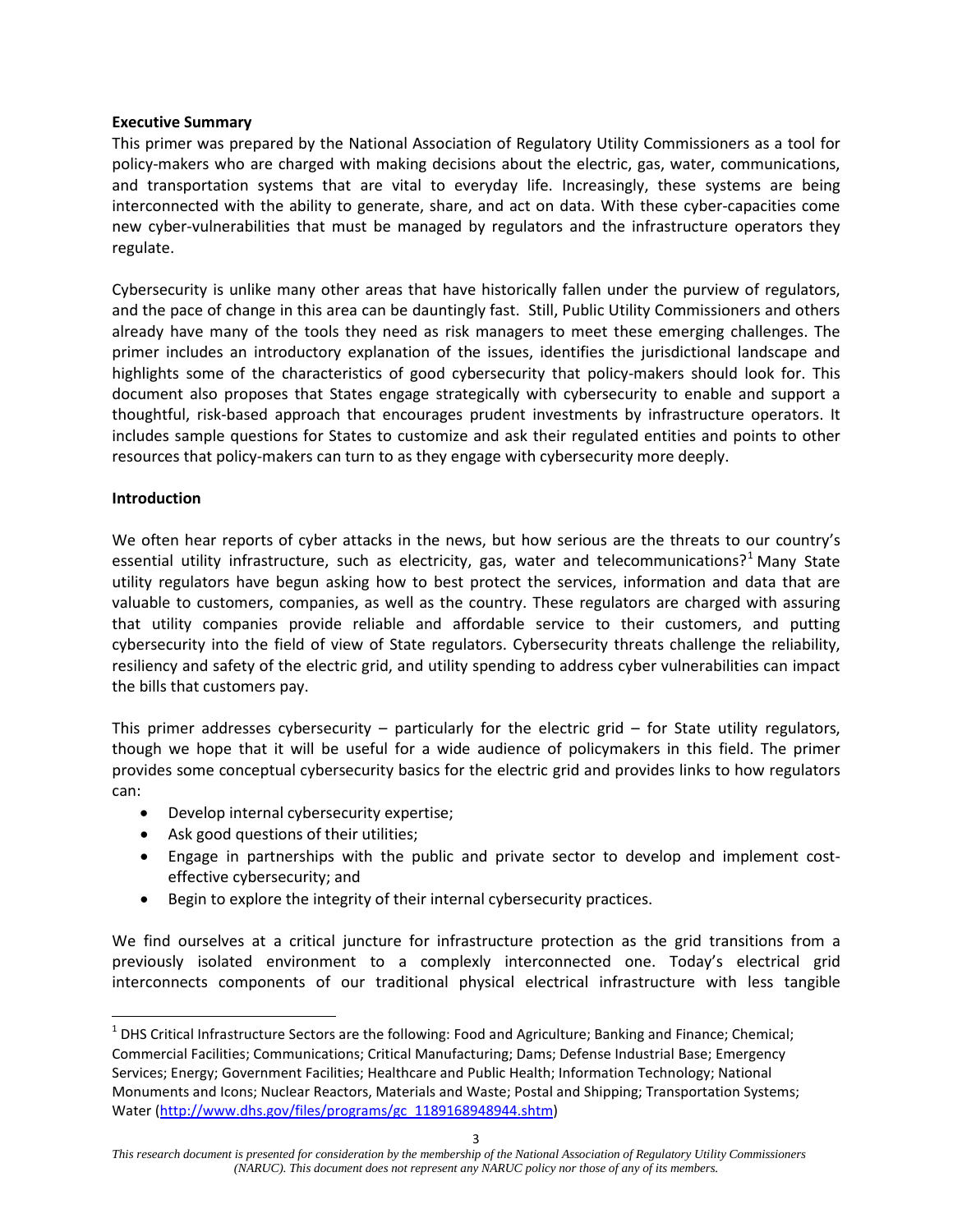**Executive Summary**

This primer was prepared by the National Association of Regulatory Utility Commissioners as a tool for policy-makers who are charged with making decisions about the electric, gas, water, communications, and transportation systems that are vital to everyday life. Increasingly, these systems are being interconnected with the ability to generate, share, and act on data. With these cyber-capacities come new cyber-vulnerabilities that must be managed by regulators and the infrastructure operators they regulate.

Cybersecurity is unlike many other areas that have historically fallen under the purview of regulators, and the pace of change in this area can be dauntingly fast. Still, Public Utility Commissioners and others already have many of the tools they need as risk managers to meet these emerging challenges. The primer includes an introductory explanation of the issues, identifies the jurisdictional landscape and highlights some of the characteristics of good cybersecurity that policy-makers should look for. This document also proposes that States engage strategically with cybersecurity to enable and support a thoughtful, risk-based approach that encourages prudent investments by infrastructure operators. It includes sample questions for States to customize and ask their regulated entities and points to other resources that policy-makers can turn to as they engage with cybersecurity more deeply.

**Introduction**

We often hear reports of cyber attacks in the news, but how serious are the threats to our country's essential utility infrastructure, such as electricity, gas, water and telecommunications?[1] Many State utility regulators have begun asking how to best protect the services, information and data that are valuable to customers, companies, as well as the country. These regulators are charged with assuring that utility companies provide reliable and affordable service to their customers, and putting cybersecurity into the field of view of State regulators. Cybersecurity threats challenge the reliability, resiliency and safety of the electric grid, and utility spending to address cyber vulnerabilities can impact the bills that customers pay.

This primer addresses cybersecurity – particularly for the electric grid – for State utility regulators, though we hope that it will be useful for a wide audience of policymakers in this field. The primer provides some conceptual cybersecurity basics for the electric grid and provides links to how regulators can:

- Develop internal cybersecurity expertise;
- Ask good questions of their utilities;
- Engage in partnerships with the public and private sector to develop and implement cost-effective cybersecurity; and
- Begin to explore the integrity of their internal cybersecurity practices.

We find ourselves at a critical juncture for infrastructure protection as the grid transitions from a previously isolated environment to a complexly interconnected one. Today's electrical grid interconnects components of our traditional physical electrical infrastructure with less tangible

[1] DHS Critical Infrastructure Sectors are the following: Food and Agriculture; Banking and Finance; Chemical; Commercial Facilities; Communications; Critical Manufacturing; Dams; Defense Industrial Base; Emergency Services; Energy; Government Facilities; Healthcare and Public Health; Information Technology; National Monuments and Icons; Nuclear Reactors, Materials and Waste; Postal and Shipping; Transportation Systems; Water (http://www.dhs.gov/files/programs/gc_1189168948944.shtm)

*This research document is presented for consideration by the membership of the National Association of Regulatory Utility Commissioners (NARUC). This document does not represent any NARUC policy nor those of any of its members.*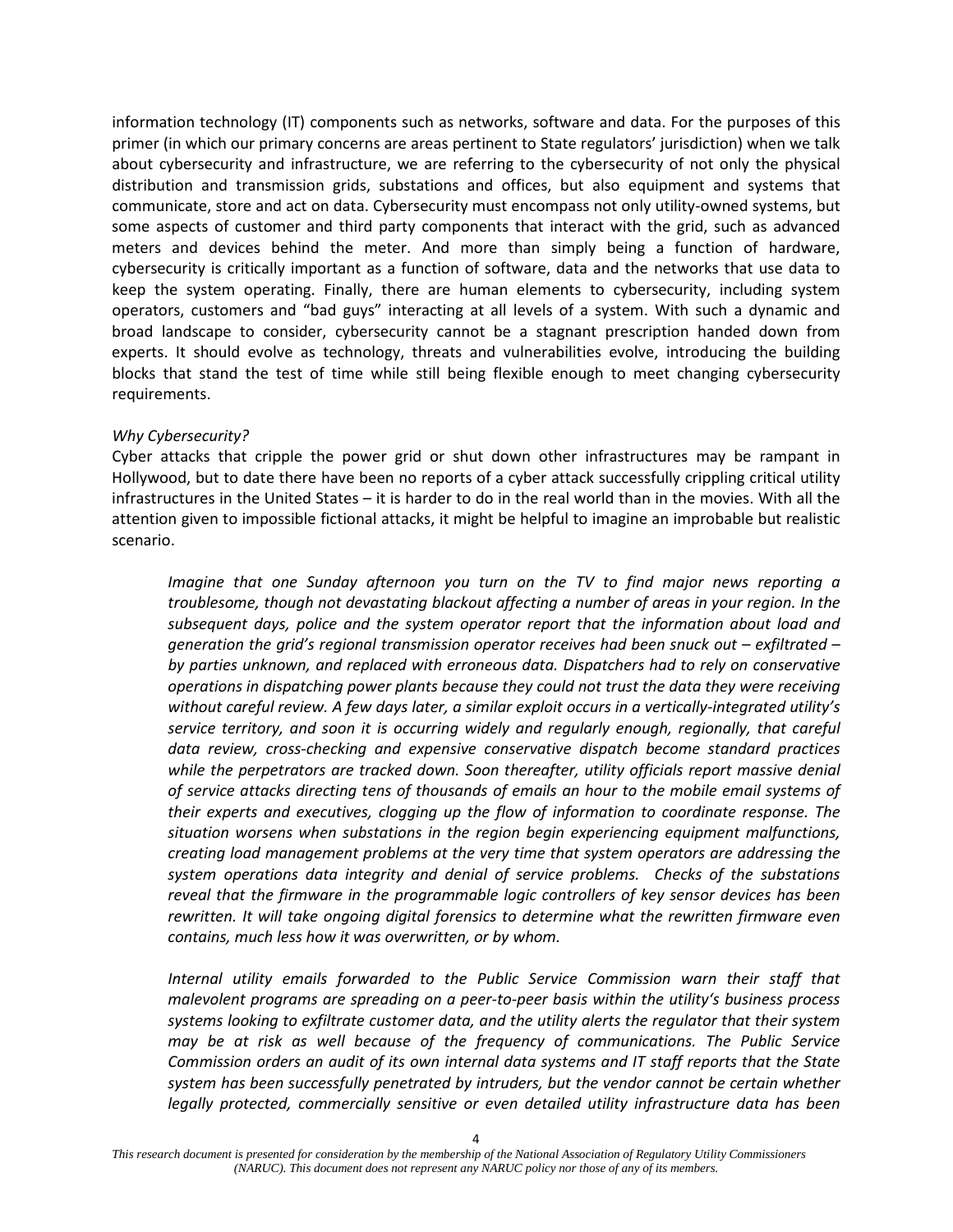information technology (IT) components such as networks, software and data. For the purposes of this primer (in which our primary concerns are areas pertinent to State regulators' jurisdiction) when we talk about cybersecurity and infrastructure, we are referring to the cybersecurity of not only the physical distribution and transmission grids, substations and offices, but also equipment and systems that communicate, store and act on data. Cybersecurity must encompass not only utility-owned systems, but some aspects of customer and third party components that interact with the grid, such as advanced meters and devices behind the meter. And more than simply being a function of hardware, cybersecurity is critically important as a function of software, data and the networks that use data to keep the system operating. Finally, there are human elements to cybersecurity, including system operators, customers and "bad guys" interacting at all levels of a system. With such a dynamic and broad landscape to consider, cybersecurity cannot be a stagnant prescription handed down from experts. It should evolve as technology, threats and vulnerabilities evolve, introducing the building blocks that stand the test of time while still being flexible enough to meet changing cybersecurity requirements.

*Why Cybersecurity?*

Cyber attacks that cripple the power grid or shut down other infrastructures may be rampant in Hollywood, but to date there have been no reports of a cyber attack successfully crippling critical utility infrastructures in the United States – it is harder to do in the real world than in the movies. With all the attention given to impossible fictional attacks, it might be helpful to imagine an improbable but realistic scenario.

> *Imagine that one Sunday afternoon you turn on the TV to find major news reporting a troublesome, though not devastating blackout affecting a number of areas in your region. In the subsequent days, police and the system operator report that the information about load and generation the grid's regional transmission operator receives had been snuck out – exfiltrated – by parties unknown, and replaced with erroneous data. Dispatchers had to rely on conservative operations in dispatching power plants because they could not trust the data they were receiving without careful review. A few days later, a similar exploit occurs in a vertically-integrated utility's service territory, and soon it is occurring widely and regularly enough, regionally, that careful data review, cross-checking and expensive conservative dispatch become standard practices while the perpetrators are tracked down. Soon thereafter, utility officials report massive denial of service attacks directing tens of thousands of emails an hour to the mobile email systems of their experts and executives, clogging up the flow of information to coordinate response. The situation worsens when substations in the region begin experiencing equipment malfunctions, creating load management problems at the very time that system operators are addressing the system operations data integrity and denial of service problems. Checks of the substations reveal that the firmware in the programmable logic controllers of key sensor devices has been rewritten. It will take ongoing digital forensics to determine what the rewritten firmware even contains, much less how it was overwritten, or by whom.*
>
> *Internal utility emails forwarded to the Public Service Commission warn their staff that malevolent programs are spreading on a peer-to-peer basis within the utility's business process systems looking to exfiltrate customer data, and the utility alerts the regulator that their system may be at risk as well because of the frequency of communications. The Public Service Commission orders an audit of its own internal data systems and IT staff reports that the State system has been successfully penetrated by intruders, but the vendor cannot be certain whether legally protected, commercially sensitive or even detailed utility infrastructure data has been*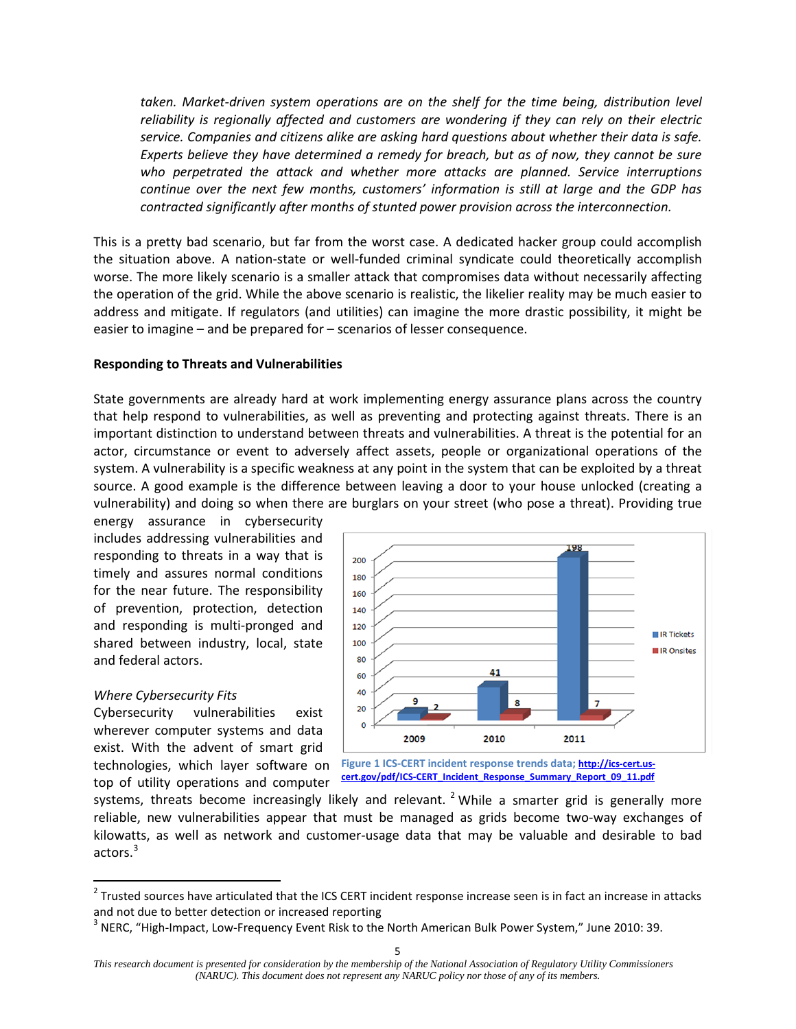*taken. Market-driven system operations are on the shelf for the time being, distribution level reliability is regionally affected and customers are wondering if they can rely on their electric service. Companies and citizens alike are asking hard questions about whether their data is safe. Experts believe they have determined a remedy for breach, but as of now, they cannot be sure who perpetrated the attack and whether more attacks are planned. Service interruptions continue over the next few months, customers' information is still at large and the GDP has contracted significantly after months of stunted power provision across the interconnection.*

This is a pretty bad scenario, but far from the worst case. A dedicated hacker group could accomplish the situation above. A nation-state or well-funded criminal syndicate could theoretically accomplish worse. The more likely scenario is a smaller attack that compromises data without necessarily affecting the operation of the grid. While the above scenario is realistic, the likelier reality may be much easier to address and mitigate. If regulators (and utilities) can imagine the more drastic possibility, it might be easier to imagine – and be prepared for – scenarios of lesser consequence.

**Responding to Threats and Vulnerabilities**

State governments are already hard at work implementing energy assurance plans across the country that help respond to vulnerabilities, as well as preventing and protecting against threats. There is an important distinction to understand between threats and vulnerabilities. A threat is the potential for an actor, circumstance or event to adversely affect assets, people or organizational operations of the system. A vulnerability is a specific weakness at any point in the system that can be exploited by a threat source. A good example is the difference between leaving a door to your house unlocked (creating a vulnerability) and doing so when there are burglars on your street (who pose a threat). Providing true energy assurance in cybersecurity includes addressing vulnerabilities and responding to threats in a way that is timely and assures normal conditions for the near future. The responsibility of prevention, protection, detection and responding is multi-pronged and shared between industry, local, state and federal actors.

| | 2009 | 2010 | 2011 |
|---|---|---|---|
| IR Tickets | 9 | 41 | 198 |
| IR Onsites | 2 | 8 | 7 |

Figure 1 ICS-CERT incident response trends data; http://ics-cert.us-cert.gov/pdf/ICS-CERT_Incident_Response_Summary_Report_09_11.pdf

*Where Cybersecurity Fits*

Cybersecurity vulnerabilities exist wherever computer systems and data exist. With the advent of smart grid technologies, which layer software on top of utility operations and computer systems, threats become increasingly likely and relevant.[2] While a smarter grid is generally more reliable, new vulnerabilities appear that must be managed as grids become two-way exchanges of kilowatts, as well as network and customer-usage data that may be valuable and desirable to bad actors.[3]

[2] Trusted sources have articulated that the ICS CERT incident response increase seen is in fact an increase in attacks and not due to better detection or increased reporting

[3] NERC, "High-Impact, Low-Frequency Event Risk to the North American Bulk Power System," June 2010: 39.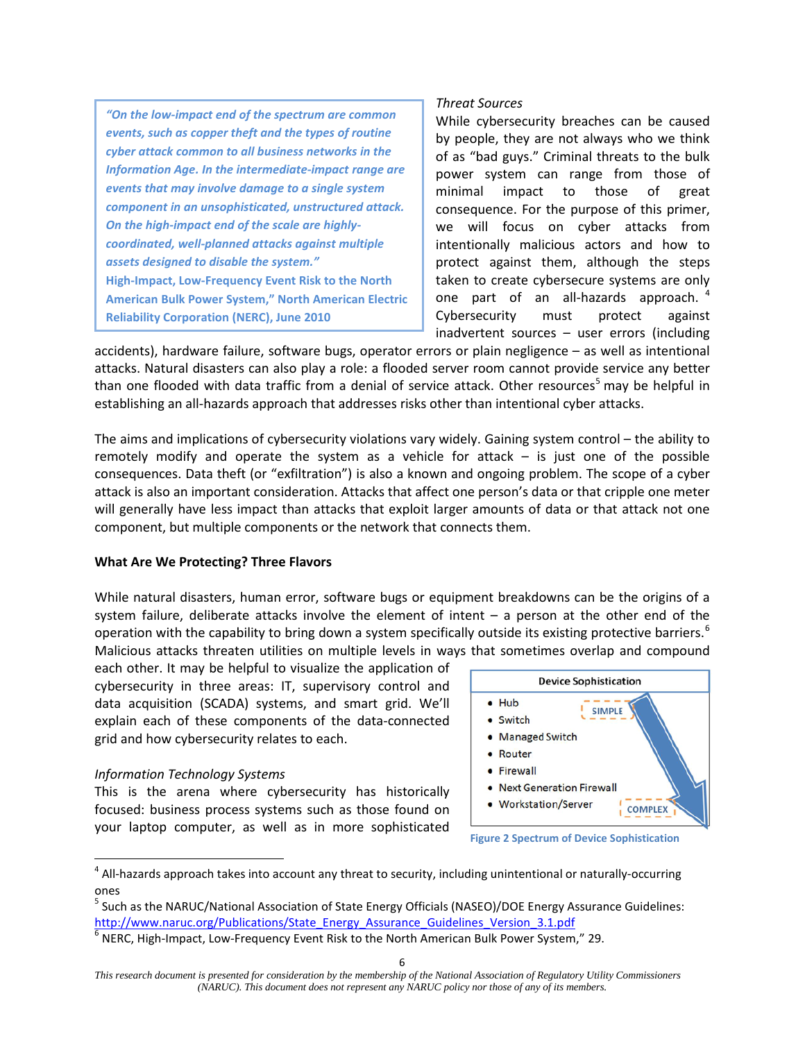> *"On the low-impact end of the spectrum are common events, such as copper theft and the types of routine cyber attack common to all business networks in the Information Age. In the intermediate-impact range are events that may involve damage to a single system component in an unsophisticated, unstructured attack. On the high-impact end of the scale are highly-coordinated, well-planned attacks against multiple assets designed to disable the system."*
> **High-Impact, Low-Frequency Event Risk to the North American Bulk Power System," North American Electric Reliability Corporation (NERC), June 2010**

*Threat Sources*

While cybersecurity breaches can be caused by people, they are not always who we think of as "bad guys." Criminal threats to the bulk power system can range from those of minimal impact to those of great consequence. For the purpose of this primer, we will focus on cyber attacks from intentionally malicious actors and how to protect against them, although the steps taken to create cybersecure systems are only one part of an all-hazards approach.[4] Cybersecurity must protect against inadvertent sources – user errors (including accidents), hardware failure, software bugs, operator errors or plain negligence – as well as intentional attacks. Natural disasters can also play a role: a flooded server room cannot provide service any better than one flooded with data traffic from a denial of service attack. Other resources[5] may be helpful in establishing an all-hazards approach that addresses risks other than intentional cyber attacks.

The aims and implications of cybersecurity violations vary widely. Gaining system control – the ability to remotely modify and operate the system as a vehicle for attack – is just one of the possible consequences. Data theft (or "exfiltration") is also a known and ongoing problem. The scope of a cyber attack is also an important consideration. Attacks that affect one person's data or that cripple one meter will generally have less impact than attacks that exploit larger amounts of data or that attack not one component, but multiple components or the network that connects them.

**What Are We Protecting? Three Flavors**

While natural disasters, human error, software bugs or equipment breakdowns can be the origins of a system failure, deliberate attacks involve the element of intent – a person at the other end of the operation with the capability to bring down a system specifically outside its existing protective barriers.[6] Malicious attacks threaten utilities on multiple levels in ways that sometimes overlap and compound each other. It may be helpful to visualize the application of cybersecurity in three areas: IT, supervisory control and data acquisition (SCADA) systems, and smart grid. We'll explain each of these components of the data-connected grid and how cybersecurity relates to each.

**Device Sophistication**

- Hub
- Switch
- Managed Switch
- Router
- Firewall
- Next Generation Firewall
- Workstation/Server

SIMPLE → COMPLEX

Figure 2 Spectrum of Device Sophistication

*Information Technology Systems*

This is the arena where cybersecurity has historically focused: business process systems such as those found on your laptop computer, as well as in more sophisticated

---

[4] All-hazards approach takes into account any threat to security, including unintentional or naturally-occurring ones

[5] Such as the NARUC/National Association of State Energy Officials (NASEO)/DOE Energy Assurance Guidelines: http://www.naruc.org/Publications/State_Energy_Assurance_Guidelines_Version_3.1.pdf

[6] NERC, High-Impact, Low-Frequency Event Risk to the North American Bulk Power System," 29.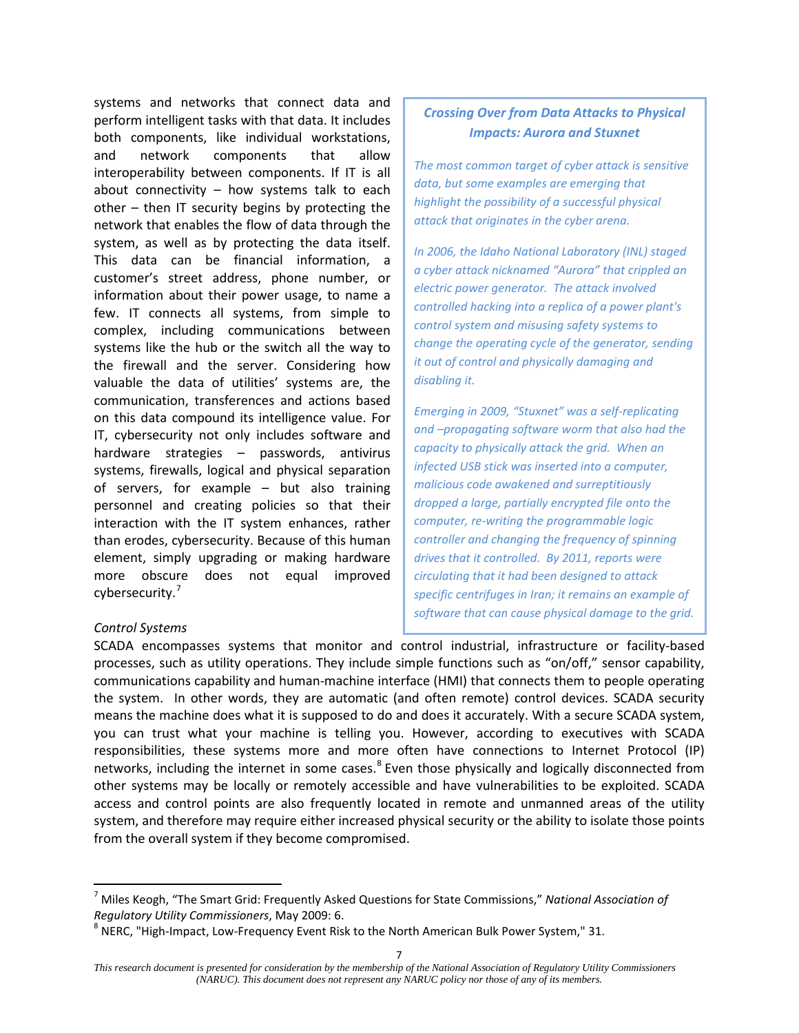systems and networks that connect data and perform intelligent tasks with that data. It includes both components, like individual workstations, and network components that allow interoperability between components. If IT is all about connectivity – how systems talk to each other – then IT security begins by protecting the network that enables the flow of data through the system, as well as by protecting the data itself. This data can be financial information, a customer's street address, phone number, or information about their power usage, to name a few. IT connects all systems, from simple to complex, including communications between systems like the hub or the switch all the way to the firewall and the server. Considering how valuable the data of utilities' systems are, the communication, transferences and actions based on this data compound its intelligence value. For IT, cybersecurity not only includes software and hardware strategies – passwords, antivirus systems, firewalls, logical and physical separation of servers, for example – but also training personnel and creating policies so that their interaction with the IT system enhances, rather than erodes, cybersecurity. Because of this human element, simply upgrading or making hardware more obscure does not equal improved cybersecurity.[7]

> ***Crossing Over from Data Attacks to Physical Impacts: Aurora and Stuxnet***
>
> *The most common target of cyber attack is sensitive data, but some examples are emerging that highlight the possibility of a successful physical attack that originates in the cyber arena.*
>
> *In 2006, the Idaho National Laboratory (INL) staged a cyber attack nicknamed "Aurora" that crippled an electric power generator. The attack involved controlled hacking into a replica of a power plant's control system and misusing safety systems to change the operating cycle of the generator, sending it out of control and physically damaging and disabling it.*
>
> *Emerging in 2009, "Stuxnet" was a self-replicating and –propagating software worm that also had the capacity to physically attack the grid. When an infected USB stick was inserted into a computer, malicious code awakened and surreptitiously dropped a large, partially encrypted file onto the computer, re-writing the programmable logic controller and changing the frequency of spinning drives that it controlled. By 2011, reports were circulating that it had been designed to attack specific centrifuges in Iran; it remains an example of software that can cause physical damage to the grid.*

*Control Systems*

SCADA encompasses systems that monitor and control industrial, infrastructure or facility-based processes, such as utility operations. They include simple functions such as "on/off," sensor capability, communications capability and human-machine interface (HMI) that connects them to people operating the system. In other words, they are automatic (and often remote) control devices. SCADA security means the machine does what it is supposed to do and does it accurately. With a secure SCADA system, you can trust what your machine is telling you. However, according to executives with SCADA responsibilities, these systems more and more often have connections to Internet Protocol (IP) networks, including the internet in some cases.[8] Even those physically and logically disconnected from other systems may be locally or remotely accessible and have vulnerabilities to be exploited. SCADA access and control points are also frequently located in remote and unmanned areas of the utility system, and therefore may require either increased physical security or the ability to isolate those points from the overall system if they become compromised.

---

[7] Miles Keogh, "The Smart Grid: Frequently Asked Questions for State Commissions," *National Association of Regulatory Utility Commissioners*, May 2009: 6.

[8] NERC, "High-Impact, Low-Frequency Event Risk to the North American Bulk Power System," 31.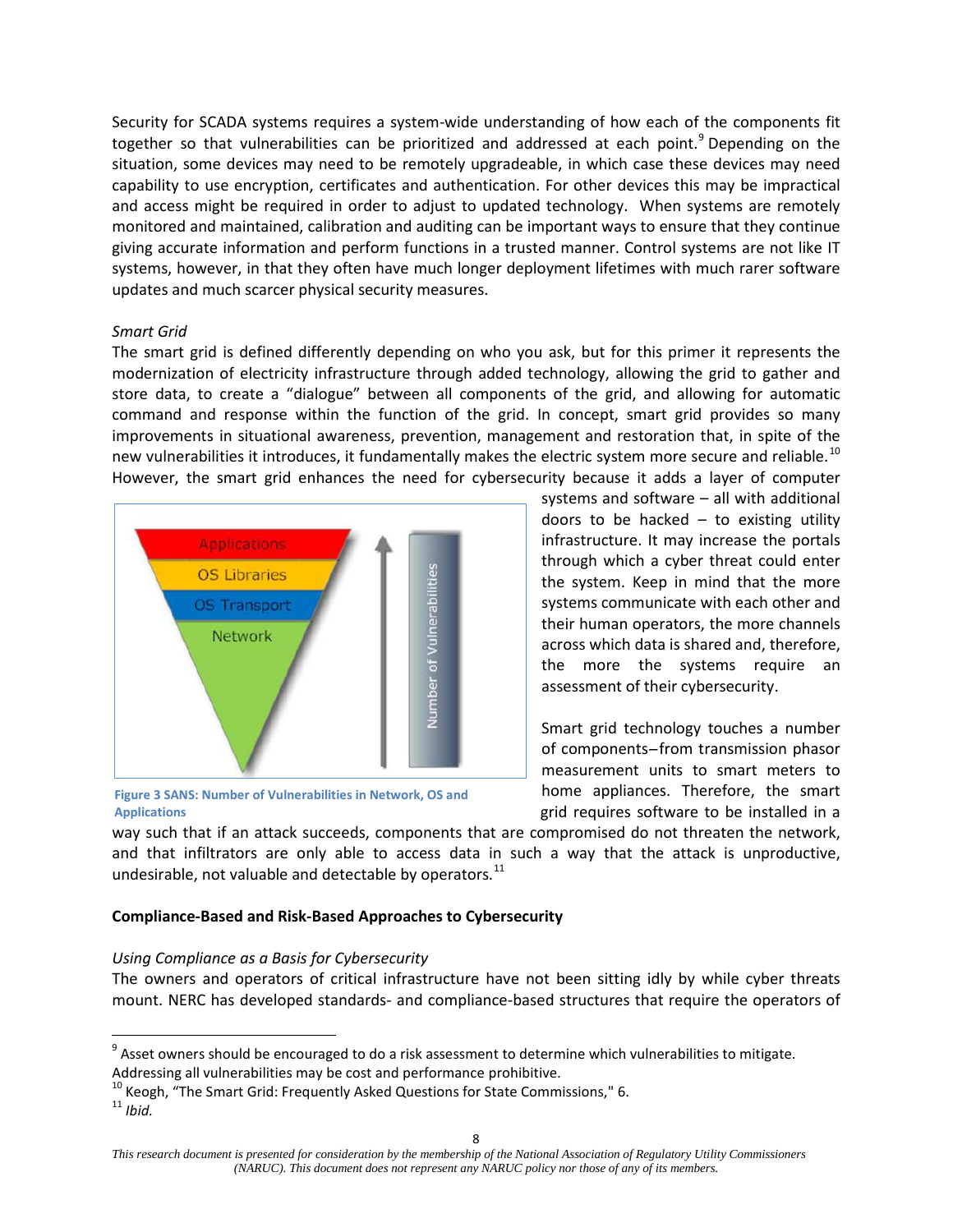Security for SCADA systems requires a system-wide understanding of how each of the components fit together so that vulnerabilities can be prioritized and addressed at each point.[9] Depending on the situation, some devices may need to be remotely upgradeable, in which case these devices may need capability to use encryption, certificates and authentication. For other devices this may be impractical and access might be required in order to adjust to updated technology. When systems are remotely monitored and maintained, calibration and auditing can be important ways to ensure that they continue giving accurate information and perform functions in a trusted manner. Control systems are not like IT systems, however, in that they often have much longer deployment lifetimes with much rarer software updates and much scarcer physical security measures.

*Smart Grid*

The smart grid is defined differently depending on who you ask, but for this primer it represents the modernization of electricity infrastructure through added technology, allowing the grid to gather and store data, to create a "dialogue" between all components of the grid, and allowing for automatic command and response within the function of the grid. In concept, smart grid provides so many improvements in situational awareness, prevention, management and restoration that, in spite of the new vulnerabilities it introduces, it fundamentally makes the electric system more secure and reliable.[10] However, the smart grid enhances the need for cybersecurity because it adds a layer of computer systems and software – all with additional doors to be hacked – to existing utility infrastructure. It may increase the portals through which a cyber threat could enter the system. Keep in mind that the more systems communicate with each other and their human operators, the more channels across which data is shared and, therefore, the more the systems require an assessment of their cybersecurity.

Applications

OS Libraries

OS Transport

Network

Number of Vulnerabilities

**Figure 3 SANS: Number of Vulnerabilities in Network, OS and Applications**

Smart grid technology touches a number of components–from transmission phasor measurement units to smart meters to home appliances. Therefore, the smart grid requires software to be installed in a way such that if an attack succeeds, components that are compromised do not threaten the network, and that infiltrators are only able to access data in such a way that the attack is unproductive, undesirable, not valuable and detectable by operators.[11]

**Compliance-Based and Risk-Based Approaches to Cybersecurity**

*Using Compliance as a Basis for Cybersecurity*

The owners and operators of critical infrastructure have not been sitting idly by while cyber threats mount. NERC has developed standards- and compliance-based structures that require the operators of

---

[9] Asset owners should be encouraged to do a risk assessment to determine which vulnerabilities to mitigate. Addressing all vulnerabilities may be cost and performance prohibitive.

[10] Keogh, "The Smart Grid: Frequently Asked Questions for State Commissions," 6.

[11] *Ibid.*

*This research document is presented for consideration by the membership of the National Association of Regulatory Utility Commissioners (NARUC). This document does not represent any NARUC policy nor those of any of its members.*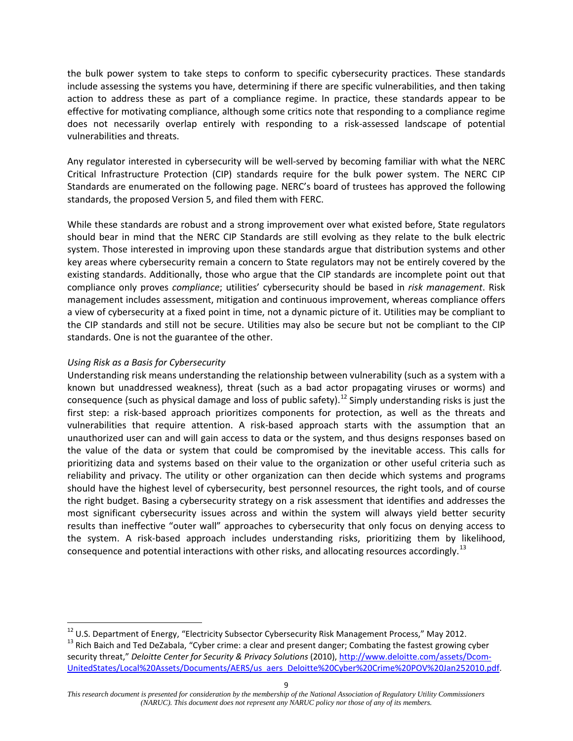the bulk power system to take steps to conform to specific cybersecurity practices. These standards include assessing the systems you have, determining if there are specific vulnerabilities, and then taking action to address these as part of a compliance regime. In practice, these standards appear to be effective for motivating compliance, although some critics note that responding to a compliance regime does not necessarily overlap entirely with responding to a risk-assessed landscape of potential vulnerabilities and threats.

Any regulator interested in cybersecurity will be well-served by becoming familiar with what the NERC Critical Infrastructure Protection (CIP) standards require for the bulk power system. The NERC CIP Standards are enumerated on the following page. NERC's board of trustees has approved the following standards, the proposed Version 5, and filed them with FERC.

While these standards are robust and a strong improvement over what existed before, State regulators should bear in mind that the NERC CIP Standards are still evolving as they relate to the bulk electric system. Those interested in improving upon these standards argue that distribution systems and other key areas where cybersecurity remain a concern to State regulators may not be entirely covered by the existing standards. Additionally, those who argue that the CIP standards are incomplete point out that compliance only proves *compliance*; utilities' cybersecurity should be based in *risk management*. Risk management includes assessment, mitigation and continuous improvement, whereas compliance offers a view of cybersecurity at a fixed point in time, not a dynamic picture of it. Utilities may be compliant to the CIP standards and still not be secure. Utilities may also be secure but not be compliant to the CIP standards. One is not the guarantee of the other.

*Using Risk as a Basis for Cybersecurity*

Understanding risk means understanding the relationship between vulnerability (such as a system with a known but unaddressed weakness), threat (such as a bad actor propagating viruses or worms) and consequence (such as physical damage and loss of public safety).[12] Simply understanding risks is just the first step: a risk-based approach prioritizes components for protection, as well as the threats and vulnerabilities that require attention. A risk-based approach starts with the assumption that an unauthorized user can and will gain access to data or the system, and thus designs responses based on the value of the data or system that could be compromised by the inevitable access. This calls for prioritizing data and systems based on their value to the organization or other useful criteria such as reliability and privacy. The utility or other organization can then decide which systems and programs should have the highest level of cybersecurity, best personnel resources, the right tools, and of course the right budget. Basing a cybersecurity strategy on a risk assessment that identifies and addresses the most significant cybersecurity issues across and within the system will always yield better security results than ineffective "outer wall" approaches to cybersecurity that only focus on denying access to the system. A risk-based approach includes understanding risks, prioritizing them by likelihood, consequence and potential interactions with other risks, and allocating resources accordingly.[13]

---

[12] U.S. Department of Energy, "Electricity Subsector Cybersecurity Risk Management Process," May 2012.

[13] Rich Baich and Ted DeZabala, "Cyber crime: a clear and present danger; Combating the fastest growing cyber security threat," *Deloitte Center for Security & Privacy Solutions* (2010), http://www.deloitte.com/assets/Dcom-UnitedStates/Local%20Assets/Documents/AERS/us_aers_Deloitte%20Cyber%20Crime%20POV%20Jan252010.pdf.

*This research document is presented for consideration by the membership of the National Association of Regulatory Utility Commissioners (NARUC). This document does not represent any NARUC policy nor those of any of its members.*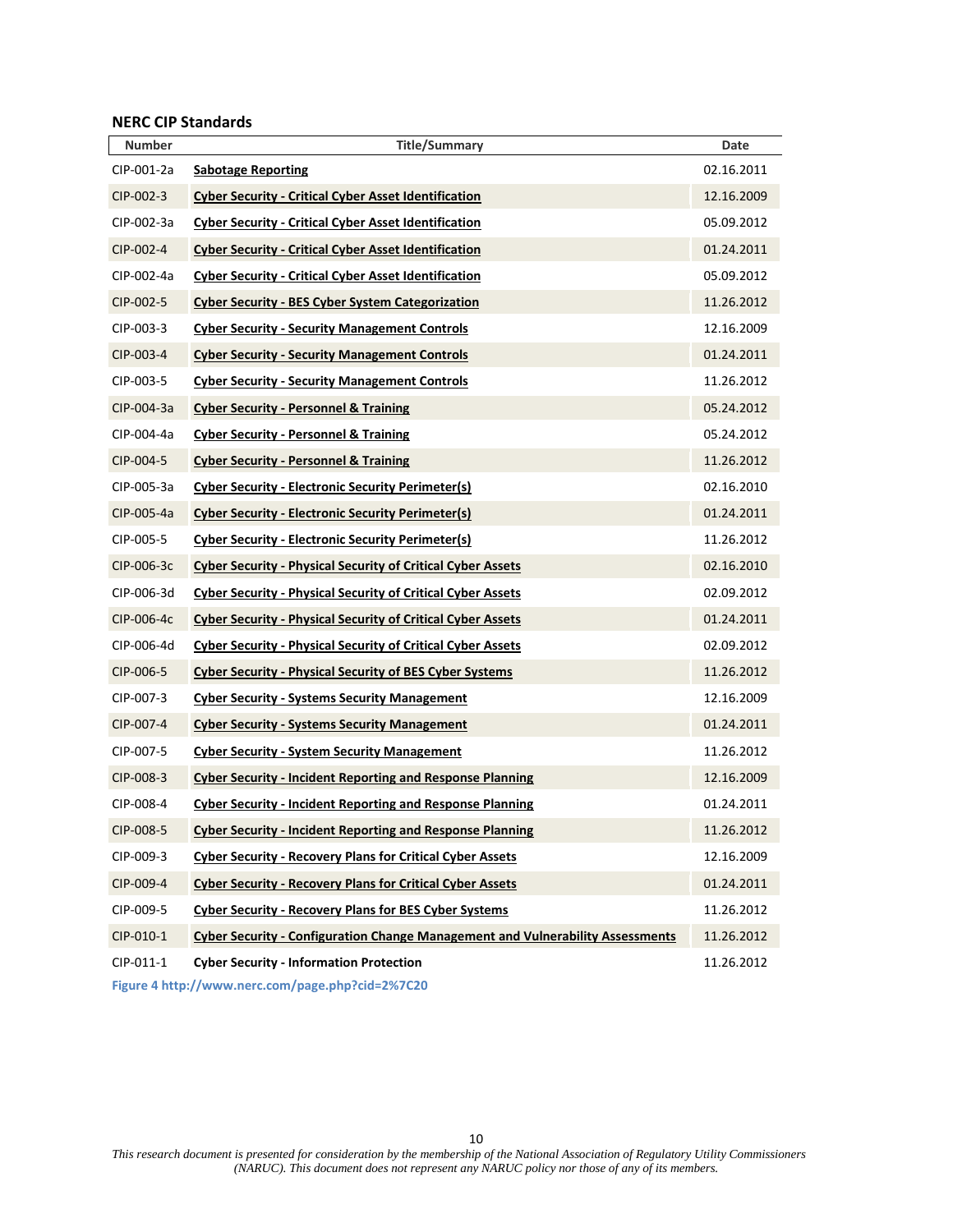**NERC CIP Standards**

| Number | Title/Summary | Date |
|---|---|---|
| CIP-001-2a | **Sabotage Reporting** | 02.16.2011 |
| CIP-002-3 | **Cyber Security - Critical Cyber Asset Identification** | 12.16.2009 |
| CIP-002-3a | **Cyber Security - Critical Cyber Asset Identification** | 05.09.2012 |
| CIP-002-4 | **Cyber Security - Critical Cyber Asset Identification** | 01.24.2011 |
| CIP-002-4a | **Cyber Security - Critical Cyber Asset Identification** | 05.09.2012 |
| CIP-002-5 | **Cyber Security - BES Cyber System Categorization** | 11.26.2012 |
| CIP-003-3 | **Cyber Security - Security Management Controls** | 12.16.2009 |
| CIP-003-4 | **Cyber Security - Security Management Controls** | 01.24.2011 |
| CIP-003-5 | **Cyber Security - Security Management Controls** | 11.26.2012 |
| CIP-004-3a | **Cyber Security - Personnel & Training** | 05.24.2012 |
| CIP-004-4a | **Cyber Security - Personnel & Training** | 05.24.2012 |
| CIP-004-5 | **Cyber Security - Personnel & Training** | 11.26.2012 |
| CIP-005-3a | **Cyber Security - Electronic Security Perimeter(s)** | 02.16.2010 |
| CIP-005-4a | **Cyber Security - Electronic Security Perimeter(s)** | 01.24.2011 |
| CIP-005-5 | **Cyber Security - Electronic Security Perimeter(s)** | 11.26.2012 |
| CIP-006-3c | **Cyber Security - Physical Security of Critical Cyber Assets** | 02.16.2010 |
| CIP-006-3d | **Cyber Security - Physical Security of Critical Cyber Assets** | 02.09.2012 |
| CIP-006-4c | **Cyber Security - Physical Security of Critical Cyber Assets** | 01.24.2011 |
| CIP-006-4d | **Cyber Security - Physical Security of Critical Cyber Assets** | 02.09.2012 |
| CIP-006-5 | **Cyber Security - Physical Security of BES Cyber Systems** | 11.26.2012 |
| CIP-007-3 | **Cyber Security - Systems Security Management** | 12.16.2009 |
| CIP-007-4 | **Cyber Security - Systems Security Management** | 01.24.2011 |
| CIP-007-5 | **Cyber Security - System Security Management** | 11.26.2012 |
| CIP-008-3 | **Cyber Security - Incident Reporting and Response Planning** | 12.16.2009 |
| CIP-008-4 | **Cyber Security - Incident Reporting and Response Planning** | 01.24.2011 |
| CIP-008-5 | **Cyber Security - Incident Reporting and Response Planning** | 11.26.2012 |
| CIP-009-3 | **Cyber Security - Recovery Plans for Critical Cyber Assets** | 12.16.2009 |
| CIP-009-4 | **Cyber Security - Recovery Plans for Critical Cyber Assets** | 01.24.2011 |
| CIP-009-5 | **Cyber Security - Recovery Plans for BES Cyber Systems** | 11.26.2012 |
| CIP-010-1 | **Cyber Security - Configuration Change Management and Vulnerability Assessments** | 11.26.2012 |
| CIP-011-1 | **Cyber Security - Information Protection** | 11.26.2012 |

**Figure 4 http://www.nerc.com/page.php?cid=2%7C20**

*This research document is presented for consideration by the membership of the National Association of Regulatory Utility Commissioners (NARUC). This document does not represent any NARUC policy nor those of any of its members.*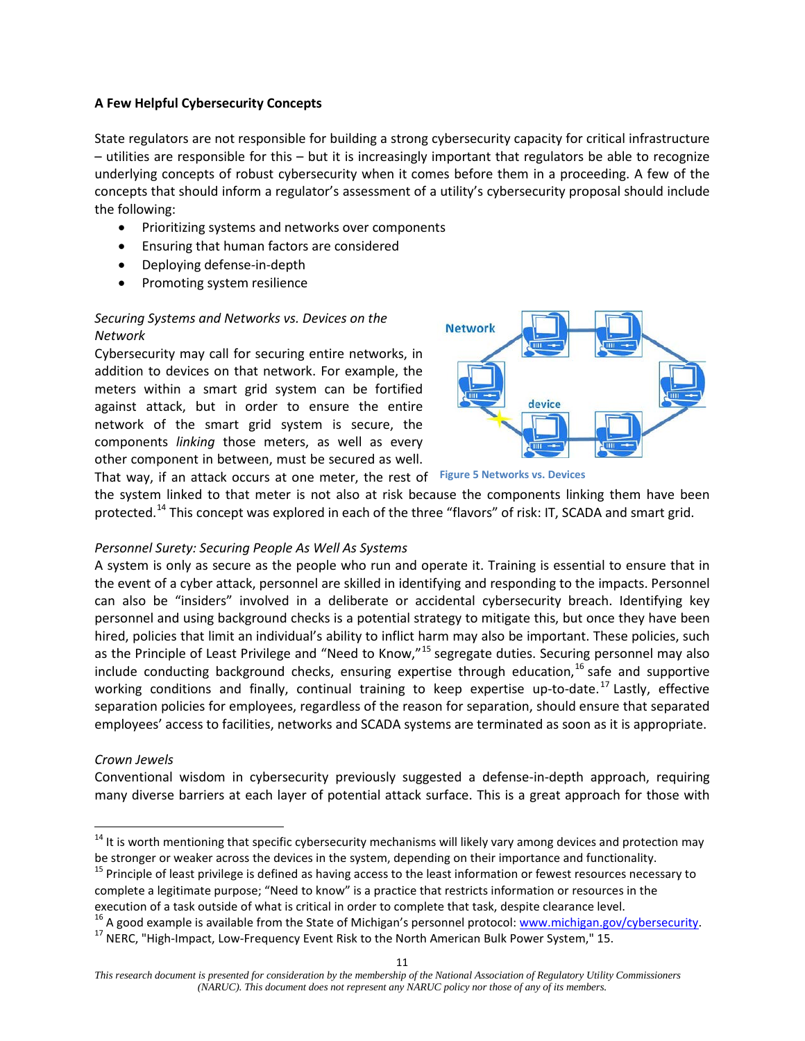**A Few Helpful Cybersecurity Concepts**

State regulators are not responsible for building a strong cybersecurity capacity for critical infrastructure – utilities are responsible for this – but it is increasingly important that regulators be able to recognize underlying concepts of robust cybersecurity when it comes before them in a proceeding. A few of the concepts that should inform a regulator's assessment of a utility's cybersecurity proposal should include the following:

- Prioritizing systems and networks over components
- Ensuring that human factors are considered
- Deploying defense-in-depth
- Promoting system resilience

*Securing Systems and Networks vs. Devices on the Network*

Cybersecurity may call for securing entire networks, in addition to devices on that network. For example, the meters within a smart grid system can be fortified against attack, but in order to ensure the entire network of the smart grid system is secure, the components *linking* those meters, as well as every other component in between, must be secured as well. That way, if an attack occurs at one meter, the rest of the system linked to that meter is not also at risk because the components linking them have been protected.[14] This concept was explored in each of the three "flavors" of risk: IT, SCADA and smart grid.

Figure 5 Networks vs. Devices

*Personnel Surety: Securing People As Well As Systems*

A system is only as secure as the people who run and operate it. Training is essential to ensure that in the event of a cyber attack, personnel are skilled in identifying and responding to the impacts. Personnel can also be "insiders" involved in a deliberate or accidental cybersecurity breach. Identifying key personnel and using background checks is a potential strategy to mitigate this, but once they have been hired, policies that limit an individual's ability to inflict harm may also be important. These policies, such as the Principle of Least Privilege and "Need to Know,"[15] segregate duties. Securing personnel may also include conducting background checks, ensuring expertise through education,[16] safe and supportive working conditions and finally, continual training to keep expertise up-to-date.[17] Lastly, effective separation policies for employees, regardless of the reason for separation, should ensure that separated employees' access to facilities, networks and SCADA systems are terminated as soon as it is appropriate.

*Crown Jewels*

Conventional wisdom in cybersecurity previously suggested a defense-in-depth approach, requiring many diverse barriers at each layer of potential attack surface. This is a great approach for those with

---

[14] It is worth mentioning that specific cybersecurity mechanisms will likely vary among devices and protection may be stronger or weaker across the devices in the system, depending on their importance and functionality.

[15] Principle of least privilege is defined as having access to the least information or fewest resources necessary to complete a legitimate purpose; "Need to know" is a practice that restricts information or resources in the execution of a task outside of what is critical in order to complete that task, despite clearance level.

[16] A good example is available from the State of Michigan's personnel protocol: www.michigan.gov/cybersecurity.

[17] NERC, "High-Impact, Low-Frequency Event Risk to the North American Bulk Power System," 15.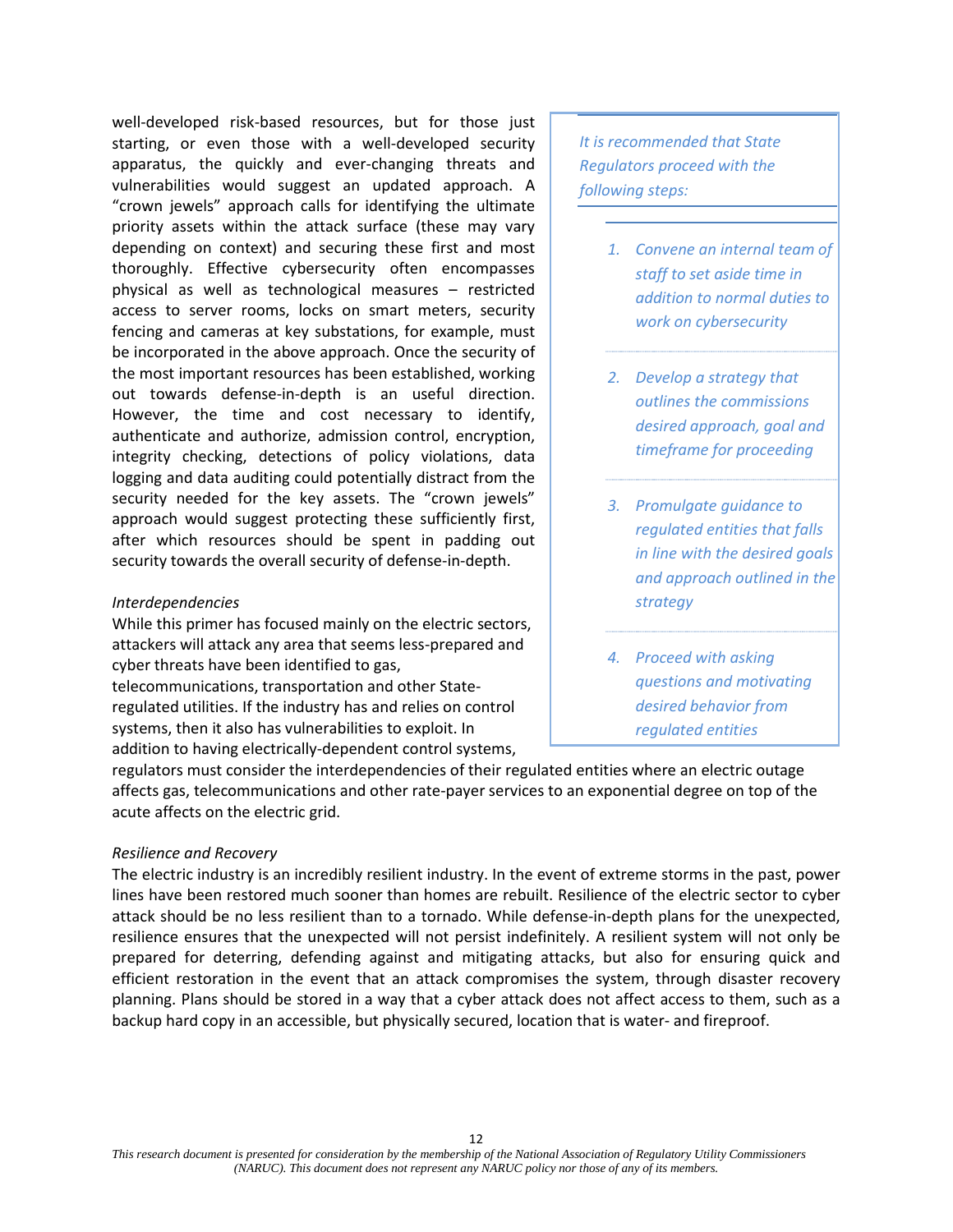well-developed risk-based resources, but for those just starting, or even those with a well-developed security apparatus, the quickly and ever-changing threats and vulnerabilities would suggest an updated approach. A "crown jewels" approach calls for identifying the ultimate priority assets within the attack surface (these may vary depending on context) and securing these first and most thoroughly. Effective cybersecurity often encompasses physical as well as technological measures – restricted access to server rooms, locks on smart meters, security fencing and cameras at key substations, for example, must be incorporated in the above approach. Once the security of the most important resources has been established, working out towards defense-in-depth is an useful direction. However, the time and cost necessary to identify, authenticate and authorize, admission control, encryption, integrity checking, detections of policy violations, data logging and data auditing could potentially distract from the security needed for the key assets. The "crown jewels" approach would suggest protecting these sufficiently first, after which resources should be spent in padding out security towards the overall security of defense-in-depth.

*It is recommended that State Regulators proceed with the following steps:*

1. *Convene an internal team of staff to set aside time in addition to normal duties to work on cybersecurity*
2. *Develop a strategy that outlines the commissions desired approach, goal and timeframe for proceeding*
3. *Promulgate guidance to regulated entities that falls in line with the desired goals and approach outlined in the strategy*
4. *Proceed with asking questions and motivating desired behavior from regulated entities*

*Interdependencies*

While this primer has focused mainly on the electric sectors, attackers will attack any area that seems less-prepared and cyber threats have been identified to gas, telecommunications, transportation and other State-regulated utilities. If the industry has and relies on control systems, then it also has vulnerabilities to exploit. In addition to having electrically-dependent control systems, regulators must consider the interdependencies of their regulated entities where an electric outage affects gas, telecommunications and other rate-payer services to an exponential degree on top of the acute affects on the electric grid.

*Resilience and Recovery*

The electric industry is an incredibly resilient industry. In the event of extreme storms in the past, power lines have been restored much sooner than homes are rebuilt. Resilience of the electric sector to cyber attack should be no less resilient than to a tornado. While defense-in-depth plans for the unexpected, resilience ensures that the unexpected will not persist indefinitely. A resilient system will not only be prepared for deterring, defending against and mitigating attacks, but also for ensuring quick and efficient restoration in the event that an attack compromises the system, through disaster recovery planning. Plans should be stored in a way that a cyber attack does not affect access to them, such as a backup hard copy in an accessible, but physically secured, location that is water- and fireproof.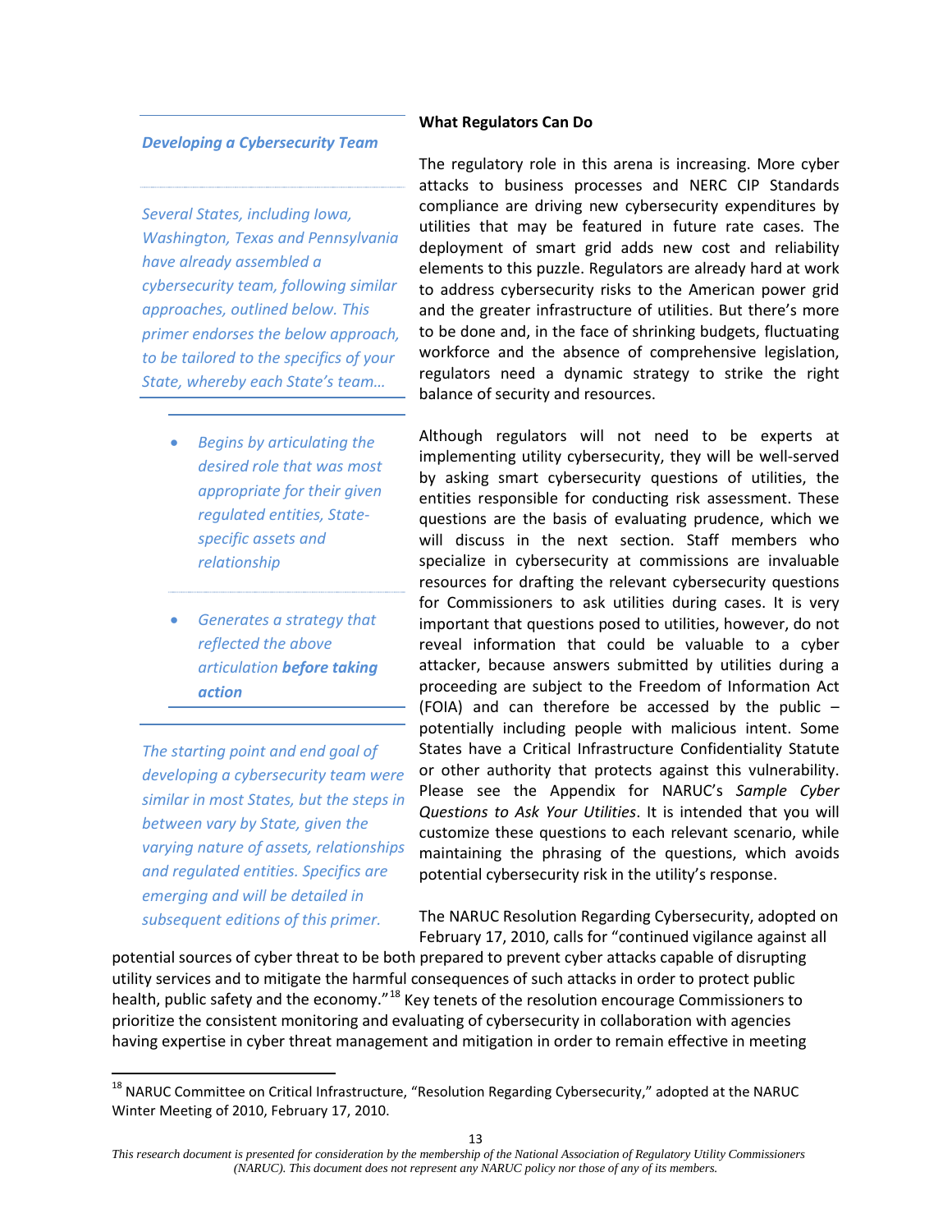### *Developing a Cybersecurity Team*

*Several States, including Iowa, Washington, Texas and Pennsylvania have already assembled a cybersecurity team, following similar approaches, outlined below. This primer endorses the below approach, to be tailored to the specifics of your State, whereby each State's team…*

- *Begins by articulating the desired role that was most appropriate for their given regulated entities, State-specific assets and relationship*
- *Generates a strategy that reflected the above articulation* ***before taking action***

*The starting point and end goal of developing a cybersecurity team were similar in most States, but the steps in between vary by State, given the varying nature of assets, relationships and regulated entities. Specifics are emerging and will be detailed in subsequent editions of this primer.*

**What Regulators Can Do**

The regulatory role in this arena is increasing. More cyber attacks to business processes and NERC CIP Standards compliance are driving new cybersecurity expenditures by utilities that may be featured in future rate cases. The deployment of smart grid adds new cost and reliability elements to this puzzle. Regulators are already hard at work to address cybersecurity risks to the American power grid and the greater infrastructure of utilities. But there's more to be done and, in the face of shrinking budgets, fluctuating workforce and the absence of comprehensive legislation, regulators need a dynamic strategy to strike the right balance of security and resources.

Although regulators will not need to be experts at implementing utility cybersecurity, they will be well-served by asking smart cybersecurity questions of utilities, the entities responsible for conducting risk assessment. These questions are the basis of evaluating prudence, which we will discuss in the next section. Staff members who specialize in cybersecurity at commissions are invaluable resources for drafting the relevant cybersecurity questions for Commissioners to ask utilities during cases. It is very important that questions posed to utilities, however, do not reveal information that could be valuable to a cyber attacker, because answers submitted by utilities during a proceeding are subject to the Freedom of Information Act (FOIA) and can therefore be accessed by the public – potentially including people with malicious intent. Some States have a Critical Infrastructure Confidentiality Statute or other authority that protects against this vulnerability. Please see the Appendix for NARUC's *Sample Cyber Questions to Ask Your Utilities*. It is intended that you will customize these questions to each relevant scenario, while maintaining the phrasing of the questions, which avoids potential cybersecurity risk in the utility's response.

The NARUC Resolution Regarding Cybersecurity, adopted on February 17, 2010, calls for "continued vigilance against all potential sources of cyber threat to be both prepared to prevent cyber attacks capable of disrupting utility services and to mitigate the harmful consequences of such attacks in order to protect public health, public safety and the economy."[18] Key tenets of the resolution encourage Commissioners to prioritize the consistent monitoring and evaluating of cybersecurity in collaboration with agencies having expertise in cyber threat management and mitigation in order to remain effective in meeting

---

[18] NARUC Committee on Critical Infrastructure, "Resolution Regarding Cybersecurity," adopted at the NARUC Winter Meeting of 2010, February 17, 2010.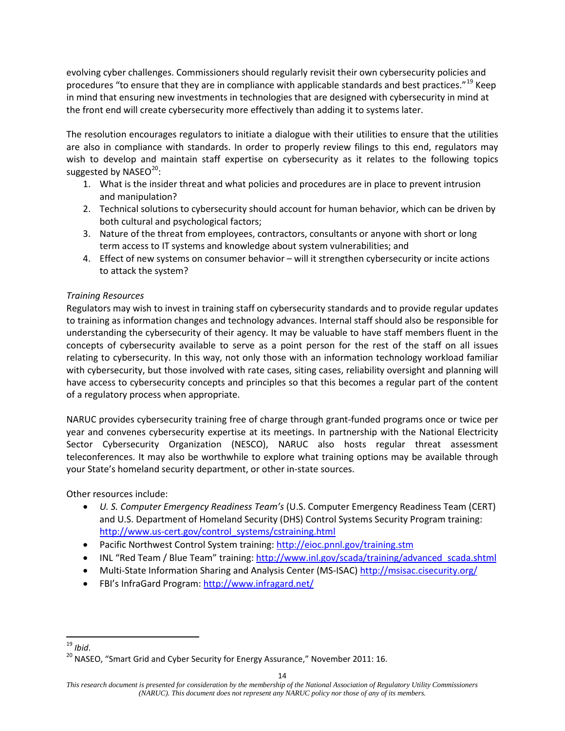evolving cyber challenges. Commissioners should regularly revisit their own cybersecurity policies and procedures "to ensure that they are in compliance with applicable standards and best practices."[19] Keep in mind that ensuring new investments in technologies that are designed with cybersecurity in mind at the front end will create cybersecurity more effectively than adding it to systems later.

The resolution encourages regulators to initiate a dialogue with their utilities to ensure that the utilities are also in compliance with standards. In order to properly review filings to this end, regulators may wish to develop and maintain staff expertise on cybersecurity as it relates to the following topics suggested by NASEO[20]:

1. What is the insider threat and what policies and procedures are in place to prevent intrusion and manipulation?
2. Technical solutions to cybersecurity should account for human behavior, which can be driven by both cultural and psychological factors;
3. Nature of the threat from employees, contractors, consultants or anyone with short or long term access to IT systems and knowledge about system vulnerabilities; and
4. Effect of new systems on consumer behavior – will it strengthen cybersecurity or incite actions to attack the system?

*Training Resources*

Regulators may wish to invest in training staff on cybersecurity standards and to provide regular updates to training as information changes and technology advances. Internal staff should also be responsible for understanding the cybersecurity of their agency. It may be valuable to have staff members fluent in the concepts of cybersecurity available to serve as a point person for the rest of the staff on all issues relating to cybersecurity. In this way, not only those with an information technology workload familiar with cybersecurity, but those involved with rate cases, siting cases, reliability oversight and planning will have access to cybersecurity concepts and principles so that this becomes a regular part of the content of a regulatory process when appropriate.

NARUC provides cybersecurity training free of charge through grant-funded programs once or twice per year and convenes cybersecurity expertise at its meetings. In partnership with the National Electricity Sector Cybersecurity Organization (NESCO), NARUC also hosts regular threat assessment teleconferences. It may also be worthwhile to explore what training options may be available through your State's homeland security department, or other in-state sources.

Other resources include:

- *U. S. Computer Emergency Readiness Team's* (U.S. Computer Emergency Readiness Team (CERT) and U.S. Department of Homeland Security (DHS) Control Systems Security Program training: http://www.us-cert.gov/control_systems/cstraining.html
- Pacific Northwest Control System training: http://eioc.pnnl.gov/training.stm
- INL "Red Team / Blue Team" training: http://www.inl.gov/scada/training/advanced_scada.shtml
- Multi-State Information Sharing and Analysis Center (MS-ISAC) http://msisac.cisecurity.org/
- FBI's InfraGard Program: http://www.infragard.net/

---

[19] *Ibid*.

[20] NASEO, "Smart Grid and Cyber Security for Energy Assurance," November 2011: 16.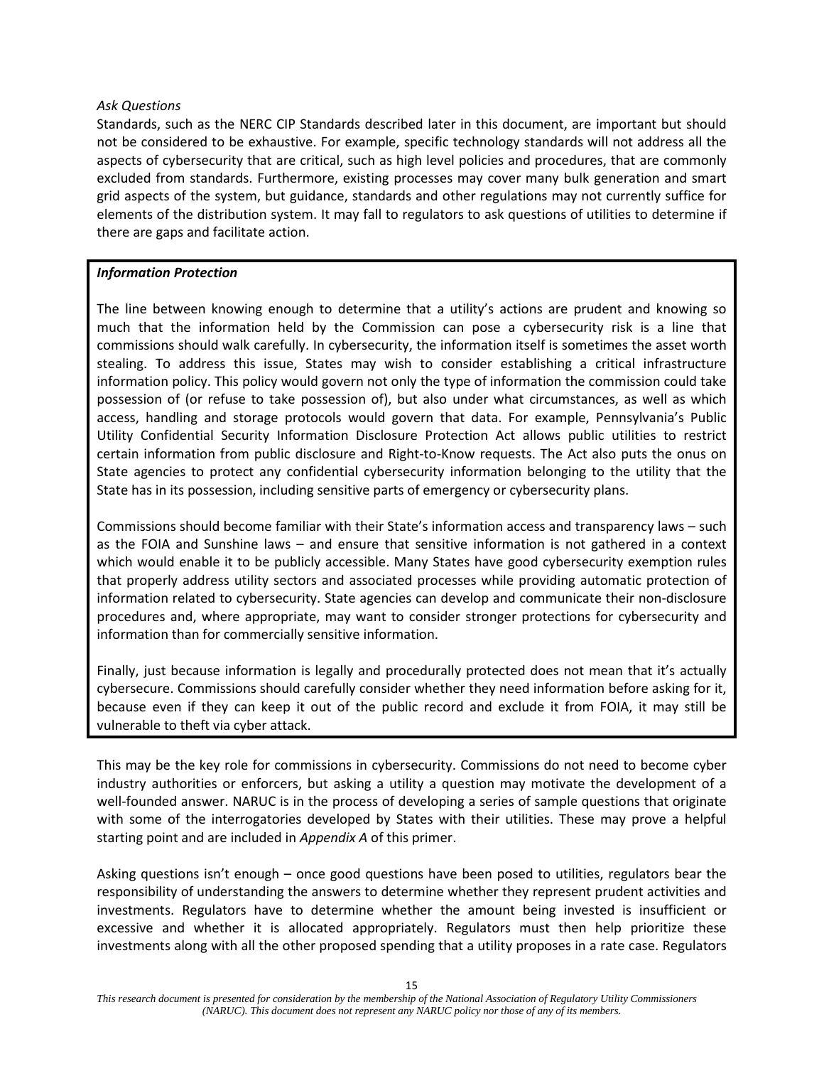*Ask Questions*

Standards, such as the NERC CIP Standards described later in this document, are important but should not be considered to be exhaustive. For example, specific technology standards will not address all the aspects of cybersecurity that are critical, such as high level policies and procedures, that are commonly excluded from standards. Furthermore, existing processes may cover many bulk generation and smart grid aspects of the system, but guidance, standards and other regulations may not currently suffice for elements of the distribution system. It may fall to regulators to ask questions of utilities to determine if there are gaps and facilitate action.

> ***Information Protection***
>
> The line between knowing enough to determine that a utility's actions are prudent and knowing so much that the information held by the Commission can pose a cybersecurity risk is a line that commissions should walk carefully. In cybersecurity, the information itself is sometimes the asset worth stealing. To address this issue, States may wish to consider establishing a critical infrastructure information policy. This policy would govern not only the type of information the commission could take possession of (or refuse to take possession of), but also under what circumstances, as well as which access, handling and storage protocols would govern that data. For example, Pennsylvania's Public Utility Confidential Security Information Disclosure Protection Act allows public utilities to restrict certain information from public disclosure and Right-to-Know requests. The Act also puts the onus on State agencies to protect any confidential cybersecurity information belonging to the utility that the State has in its possession, including sensitive parts of emergency or cybersecurity plans.
>
> Commissions should become familiar with their State's information access and transparency laws – such as the FOIA and Sunshine laws – and ensure that sensitive information is not gathered in a context which would enable it to be publicly accessible. Many States have good cybersecurity exemption rules that properly address utility sectors and associated processes while providing automatic protection of information related to cybersecurity. State agencies can develop and communicate their non-disclosure procedures and, where appropriate, may want to consider stronger protections for cybersecurity and information than for commercially sensitive information.
>
> Finally, just because information is legally and procedurally protected does not mean that it's actually cybersecure. Commissions should carefully consider whether they need information before asking for it, because even if they can keep it out of the public record and exclude it from FOIA, it may still be vulnerable to theft via cyber attack.

This may be the key role for commissions in cybersecurity. Commissions do not need to become cyber industry authorities or enforcers, but asking a utility a question may motivate the development of a well-founded answer. NARUC is in the process of developing a series of sample questions that originate with some of the interrogatories developed by States with their utilities. These may prove a helpful starting point and are included in *Appendix A* of this primer.

Asking questions isn't enough – once good questions have been posed to utilities, regulators bear the responsibility of understanding the answers to determine whether they represent prudent activities and investments. Regulators have to determine whether the amount being invested is insufficient or excessive and whether it is allocated appropriately. Regulators must then help prioritize these investments along with all the other proposed spending that a utility proposes in a rate case. Regulators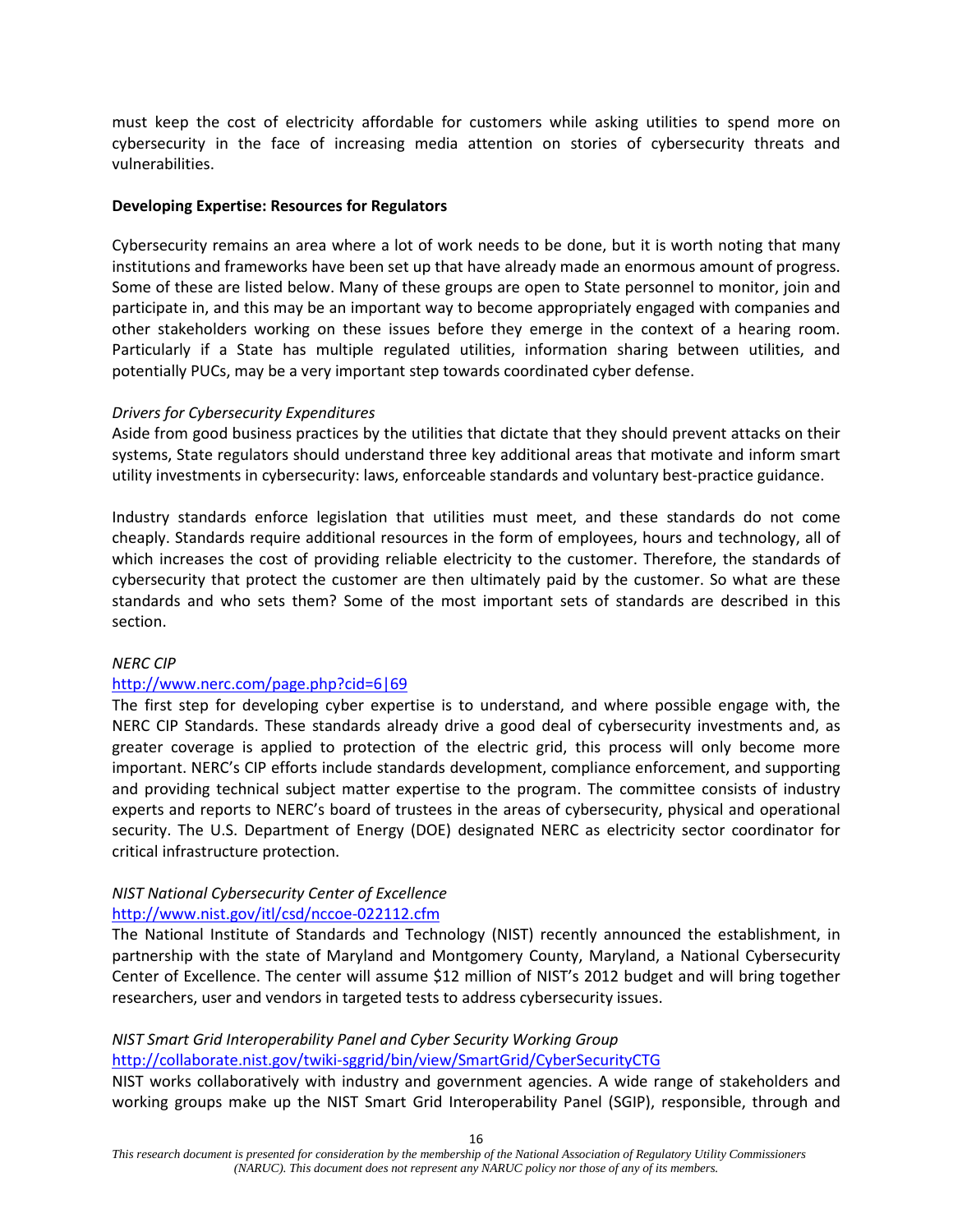must keep the cost of electricity affordable for customers while asking utilities to spend more on cybersecurity in the face of increasing media attention on stories of cybersecurity threats and vulnerabilities.

**Developing Expertise: Resources for Regulators**

Cybersecurity remains an area where a lot of work needs to be done, but it is worth noting that many institutions and frameworks have been set up that have already made an enormous amount of progress. Some of these are listed below. Many of these groups are open to State personnel to monitor, join and participate in, and this may be an important way to become appropriately engaged with companies and other stakeholders working on these issues before they emerge in the context of a hearing room. Particularly if a State has multiple regulated utilities, information sharing between utilities, and potentially PUCs, may be a very important step towards coordinated cyber defense.

*Drivers for Cybersecurity Expenditures*

Aside from good business practices by the utilities that dictate that they should prevent attacks on their systems, State regulators should understand three key additional areas that motivate and inform smart utility investments in cybersecurity: laws, enforceable standards and voluntary best-practice guidance.

Industry standards enforce legislation that utilities must meet, and these standards do not come cheaply. Standards require additional resources in the form of employees, hours and technology, all of which increases the cost of providing reliable electricity to the customer. Therefore, the standards of cybersecurity that protect the customer are then ultimately paid by the customer. So what are these standards and who sets them? Some of the most important sets of standards are described in this section.

*NERC CIP*

http://www.nerc.com/page.php?cid=6|69

The first step for developing cyber expertise is to understand, and where possible engage with, the NERC CIP Standards. These standards already drive a good deal of cybersecurity investments and, as greater coverage is applied to protection of the electric grid, this process will only become more important. NERC's CIP efforts include standards development, compliance enforcement, and supporting and providing technical subject matter expertise to the program. The committee consists of industry experts and reports to NERC's board of trustees in the areas of cybersecurity, physical and operational security. The U.S. Department of Energy (DOE) designated NERC as electricity sector coordinator for critical infrastructure protection.

*NIST National Cybersecurity Center of Excellence*

http://www.nist.gov/itl/csd/nccoe-022112.cfm

The National Institute of Standards and Technology (NIST) recently announced the establishment, in partnership with the state of Maryland and Montgomery County, Maryland, a National Cybersecurity Center of Excellence. The center will assume $12 million of NIST's 2012 budget and will bring together researchers, user and vendors in targeted tests to address cybersecurity issues.

*NIST Smart Grid Interoperability Panel and Cyber Security Working Group*

http://collaborate.nist.gov/twiki-sggrid/bin/view/SmartGrid/CyberSecurityCTG

NIST works collaboratively with industry and government agencies. A wide range of stakeholders and working groups make up the NIST Smart Grid Interoperability Panel (SGIP), responsible, through and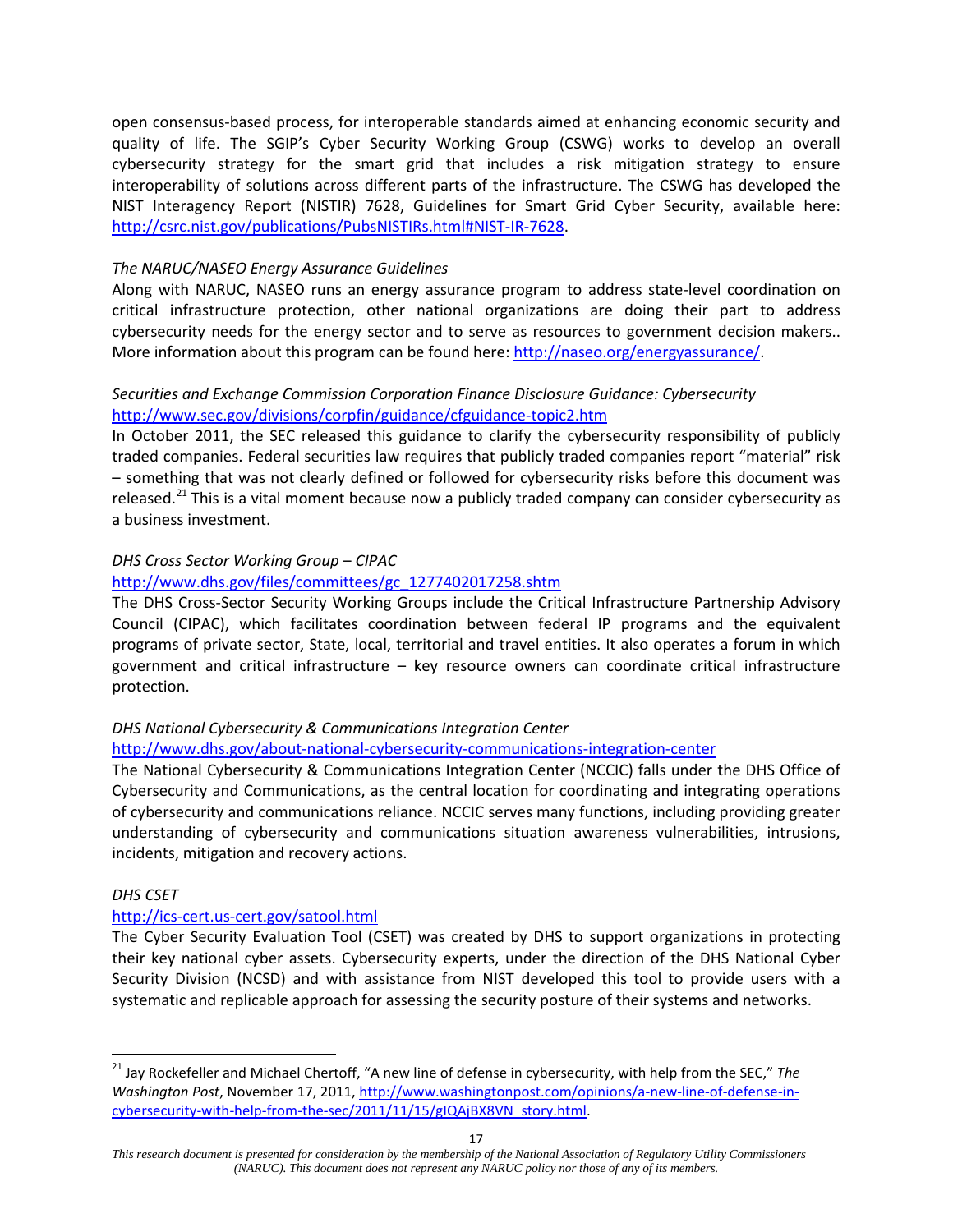open consensus-based process, for interoperable standards aimed at enhancing economic security and quality of life. The SGIP's Cyber Security Working Group (CSWG) works to develop an overall cybersecurity strategy for the smart grid that includes a risk mitigation strategy to ensure interoperability of solutions across different parts of the infrastructure. The CSWG has developed the NIST Interagency Report (NISTIR) 7628, Guidelines for Smart Grid Cyber Security, available here: http://csrc.nist.gov/publications/PubsNISTIRs.html#NIST-IR-7628.

*The NARUC/NASEO Energy Assurance Guidelines*

Along with NARUC, NASEO runs an energy assurance program to address state-level coordination on critical infrastructure protection, other national organizations are doing their part to address cybersecurity needs for the energy sector and to serve as resources to government decision makers.. More information about this program can be found here: http://naseo.org/energyassurance/.

*Securities and Exchange Commission Corporation Finance Disclosure Guidance: Cybersecurity*

http://www.sec.gov/divisions/corpfin/guidance/cfguidance-topic2.htm

In October 2011, the SEC released this guidance to clarify the cybersecurity responsibility of publicly traded companies. Federal securities law requires that publicly traded companies report "material" risk – something that was not clearly defined or followed for cybersecurity risks before this document was released.[21] This is a vital moment because now a publicly traded company can consider cybersecurity as a business investment.

*DHS Cross Sector Working Group – CIPAC*

http://www.dhs.gov/files/committees/gc_1277402017258.shtm

The DHS Cross-Sector Security Working Groups include the Critical Infrastructure Partnership Advisory Council (CIPAC), which facilitates coordination between federal IP programs and the equivalent programs of private sector, State, local, territorial and travel entities. It also operates a forum in which government and critical infrastructure – key resource owners can coordinate critical infrastructure protection.

*DHS National Cybersecurity & Communications Integration Center*

http://www.dhs.gov/about-national-cybersecurity-communications-integration-center

The National Cybersecurity & Communications Integration Center (NCCIC) falls under the DHS Office of Cybersecurity and Communications, as the central location for coordinating and integrating operations of cybersecurity and communications reliance. NCCIC serves many functions, including providing greater understanding of cybersecurity and communications situation awareness vulnerabilities, intrusions, incidents, mitigation and recovery actions.

*DHS CSET*

http://ics-cert.us-cert.gov/satool.html

The Cyber Security Evaluation Tool (CSET) was created by DHS to support organizations in protecting their key national cyber assets. Cybersecurity experts, under the direction of the DHS National Cyber Security Division (NCSD) and with assistance from NIST developed this tool to provide users with a systematic and replicable approach for assessing the security posture of their systems and networks.

---

[21] Jay Rockefeller and Michael Chertoff, "A new line of defense in cybersecurity, with help from the SEC," *The Washington Post*, November 17, 2011, http://www.washingtonpost.com/opinions/a-new-line-of-defense-in-cybersecurity-with-help-from-the-sec/2011/11/15/gIQAjBX8VN_story.html.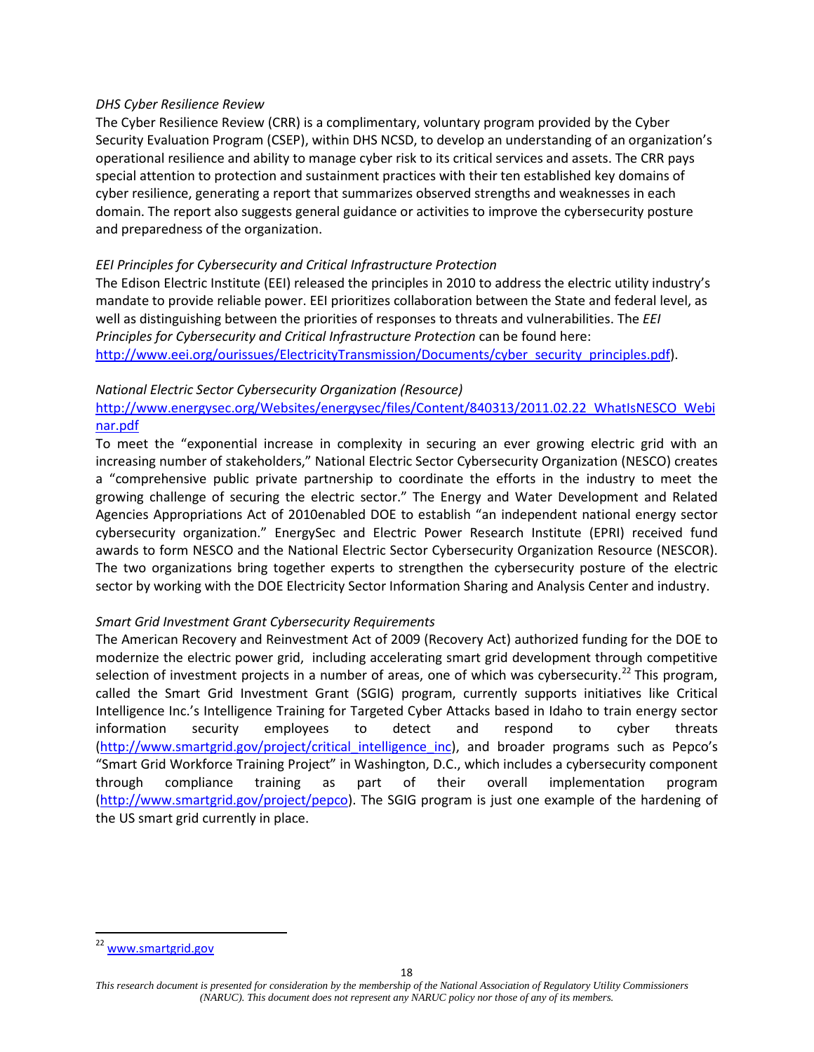*DHS Cyber Resilience Review*

The Cyber Resilience Review (CRR) is a complimentary, voluntary program provided by the Cyber Security Evaluation Program (CSEP), within DHS NCSD, to develop an understanding of an organization's operational resilience and ability to manage cyber risk to its critical services and assets. The CRR pays special attention to protection and sustainment practices with their ten established key domains of cyber resilience, generating a report that summarizes observed strengths and weaknesses in each domain. The report also suggests general guidance or activities to improve the cybersecurity posture and preparedness of the organization.

*EEI Principles for Cybersecurity and Critical Infrastructure Protection*

The Edison Electric Institute (EEI) released the principles in 2010 to address the electric utility industry's mandate to provide reliable power. EEI prioritizes collaboration between the State and federal level, as well as distinguishing between the priorities of responses to threats and vulnerabilities. The *EEI Principles for Cybersecurity and Critical Infrastructure Protection* can be found here: http://www.eei.org/ourissues/ElectricityTransmission/Documents/cyber_security_principles.pdf).

*National Electric Sector Cybersecurity Organization (Resource)*

http://www.energysec.org/Websites/energysec/files/Content/840313/2011.02.22_WhatIsNESCO_Webinar.pdf

To meet the "exponential increase in complexity in securing an ever growing electric grid with an increasing number of stakeholders," National Electric Sector Cybersecurity Organization (NESCO) creates a "comprehensive public private partnership to coordinate the efforts in the industry to meet the growing challenge of securing the electric sector." The Energy and Water Development and Related Agencies Appropriations Act of 2010enabled DOE to establish "an independent national energy sector cybersecurity organization." EnergySec and Electric Power Research Institute (EPRI) received fund awards to form NESCO and the National Electric Sector Cybersecurity Organization Resource (NESCOR). The two organizations bring together experts to strengthen the cybersecurity posture of the electric sector by working with the DOE Electricity Sector Information Sharing and Analysis Center and industry.

*Smart Grid Investment Grant Cybersecurity Requirements*

The American Recovery and Reinvestment Act of 2009 (Recovery Act) authorized funding for the DOE to modernize the electric power grid, including accelerating smart grid development through competitive selection of investment projects in a number of areas, one of which was cybersecurity.[22] This program, called the Smart Grid Investment Grant (SGIG) program, currently supports initiatives like Critical Intelligence Inc.'s Intelligence Training for Targeted Cyber Attacks based in Idaho to train energy sector information security employees to detect and respond to cyber threats (http://www.smartgrid.gov/project/critical_intelligence_inc), and broader programs such as Pepco's "Smart Grid Workforce Training Project" in Washington, D.C., which includes a cybersecurity component through compliance training as part of their overall implementation program (http://www.smartgrid.gov/project/pepco). The SGIG program is just one example of the hardening of the US smart grid currently in place.

[22] www.smartgrid.gov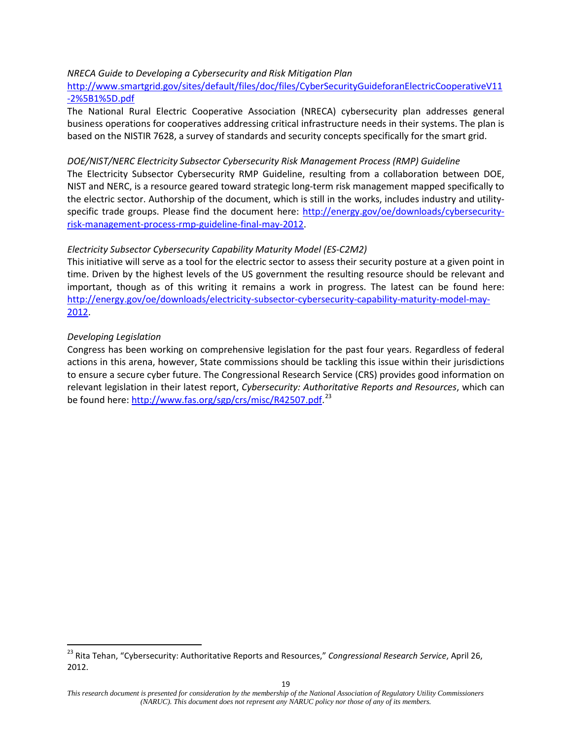*NRECA Guide to Developing a Cybersecurity and Risk Mitigation Plan*

http://www.smartgrid.gov/sites/default/files/doc/files/CyberSecurityGuideforanElectricCooperativeV11-2%5B1%5D.pdf

The National Rural Electric Cooperative Association (NRECA) cybersecurity plan addresses general business operations for cooperatives addressing critical infrastructure needs in their systems. The plan is based on the NISTIR 7628, a survey of standards and security concepts specifically for the smart grid.

*DOE/NIST/NERC Electricity Subsector Cybersecurity Risk Management Process (RMP) Guideline*

The Electricity Subsector Cybersecurity RMP Guideline, resulting from a collaboration between DOE, NIST and NERC, is a resource geared toward strategic long-term risk management mapped specifically to the electric sector. Authorship of the document, which is still in the works, includes industry and utility-specific trade groups. Please find the document here: http://energy.gov/oe/downloads/cybersecurity-risk-management-process-rmp-guideline-final-may-2012.

*Electricity Subsector Cybersecurity Capability Maturity Model (ES-C2M2)*

This initiative will serve as a tool for the electric sector to assess their security posture at a given point in time. Driven by the highest levels of the US government the resulting resource should be relevant and important, though as of this writing it remains a work in progress. The latest can be found here: http://energy.gov/oe/downloads/electricity-subsector-cybersecurity-capability-maturity-model-may-2012.

*Developing Legislation*

Congress has been working on comprehensive legislation for the past four years. Regardless of federal actions in this arena, however, State commissions should be tackling this issue within their jurisdictions to ensure a secure cyber future. The Congressional Research Service (CRS) provides good information on relevant legislation in their latest report, *Cybersecurity: Authoritative Reports and Resources*, which can be found here: http://www.fas.org/sgp/crs/misc/R42507.pdf.[23]

---

[23] Rita Tehan, "Cybersecurity: Authoritative Reports and Resources," *Congressional Research Service*, April 26, 2012.

*This research document is presented for consideration by the membership of the National Association of Regulatory Utility Commissioners (NARUC). This document does not represent any NARUC policy nor those of any of its members.*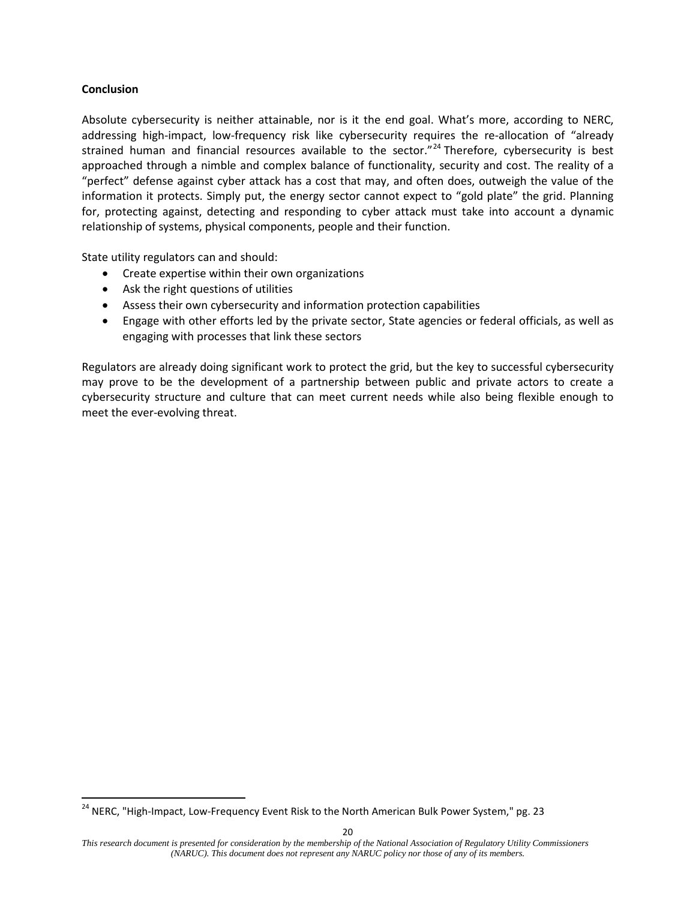## Conclusion

Absolute cybersecurity is neither attainable, nor is it the end goal. What's more, according to NERC, addressing high-impact, low-frequency risk like cybersecurity requires the re-allocation of "already strained human and financial resources available to the sector."[24] Therefore, cybersecurity is best approached through a nimble and complex balance of functionality, security and cost. The reality of a "perfect" defense against cyber attack has a cost that may, and often does, outweigh the value of the information it protects. Simply put, the energy sector cannot expect to "gold plate" the grid. Planning for, protecting against, detecting and responding to cyber attack must take into account a dynamic relationship of systems, physical components, people and their function.

State utility regulators can and should:

- Create expertise within their own organizations
- Ask the right questions of utilities
- Assess their own cybersecurity and information protection capabilities
- Engage with other efforts led by the private sector, State agencies or federal officials, as well as engaging with processes that link these sectors

Regulators are already doing significant work to protect the grid, but the key to successful cybersecurity may prove to be the development of a partnership between public and private actors to create a cybersecurity structure and culture that can meet current needs while also being flexible enough to meet the ever-evolving threat.

[24] NERC, "High-Impact, Low-Frequency Event Risk to the North American Bulk Power System," pg. 23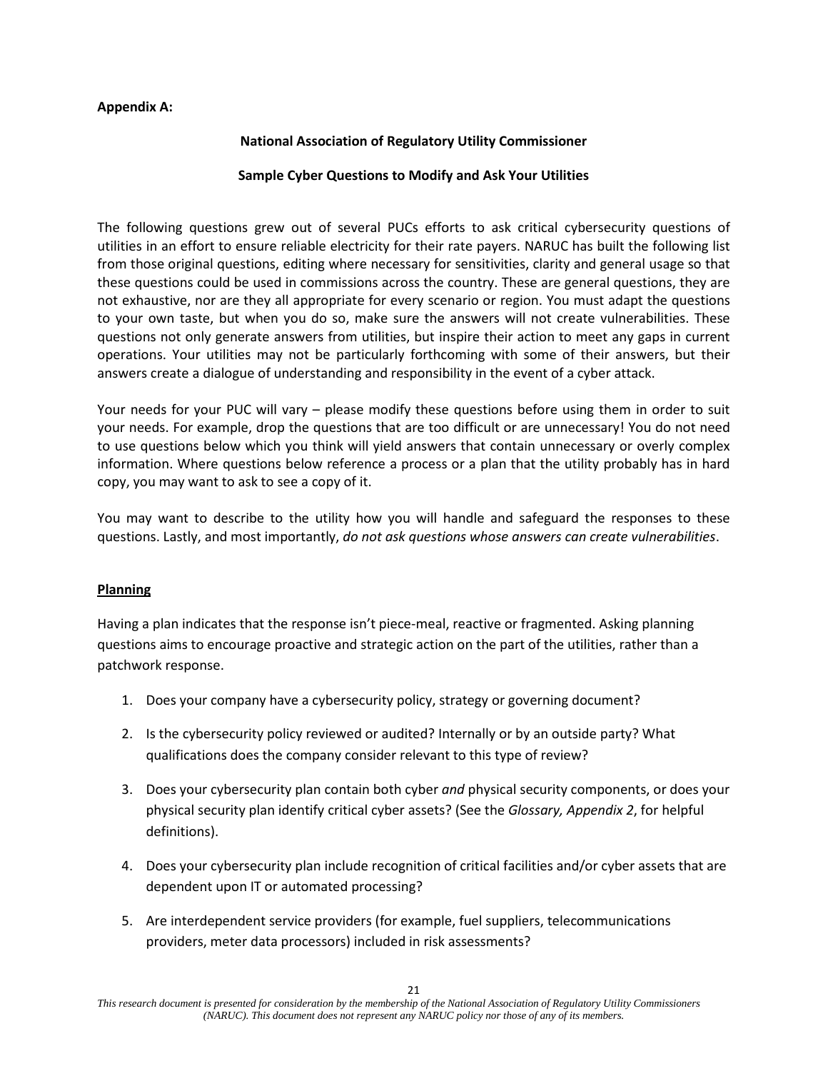**Appendix A:**

**National Association of Regulatory Utility Commissioner**

**Sample Cyber Questions to Modify and Ask Your Utilities**

The following questions grew out of several PUCs efforts to ask critical cybersecurity questions of utilities in an effort to ensure reliable electricity for their rate payers. NARUC has built the following list from those original questions, editing where necessary for sensitivities, clarity and general usage so that these questions could be used in commissions across the country. These are general questions, they are not exhaustive, nor are they all appropriate for every scenario or region. You must adapt the questions to your own taste, but when you do so, make sure the answers will not create vulnerabilities. These questions not only generate answers from utilities, but inspire their action to meet any gaps in current operations. Your utilities may not be particularly forthcoming with some of their answers, but their answers create a dialogue of understanding and responsibility in the event of a cyber attack.

Your needs for your PUC will vary – please modify these questions before using them in order to suit your needs. For example, drop the questions that are too difficult or are unnecessary! You do not need to use questions below which you think will yield answers that contain unnecessary or overly complex information. Where questions below reference a process or a plan that the utility probably has in hard copy, you may want to ask to see a copy of it.

You may want to describe to the utility how you will handle and safeguard the responses to these questions. Lastly, and most importantly, *do not ask questions whose answers can create vulnerabilities*.

**Planning**

Having a plan indicates that the response isn't piece-meal, reactive or fragmented. Asking planning questions aims to encourage proactive and strategic action on the part of the utilities, rather than a patchwork response.

1. Does your company have a cybersecurity policy, strategy or governing document?
2. Is the cybersecurity policy reviewed or audited? Internally or by an outside party? What qualifications does the company consider relevant to this type of review?
3. Does your cybersecurity plan contain both cyber *and* physical security components, or does your physical security plan identify critical cyber assets? (See the *Glossary, Appendix 2*, for helpful definitions).
4. Does your cybersecurity plan include recognition of critical facilities and/or cyber assets that are dependent upon IT or automated processing?
5. Are interdependent service providers (for example, fuel suppliers, telecommunications providers, meter data processors) included in risk assessments?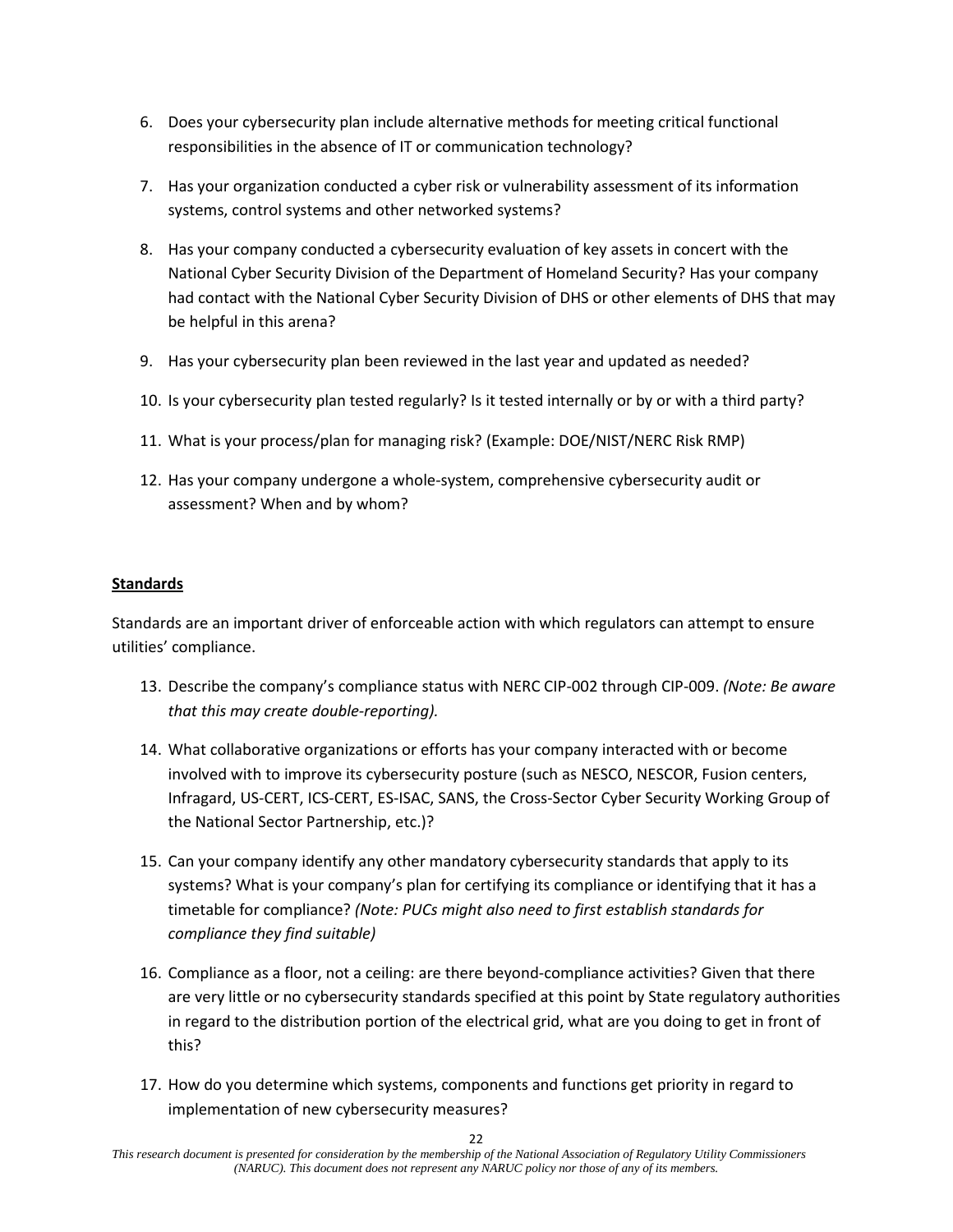6. Does your cybersecurity plan include alternative methods for meeting critical functional responsibilities in the absence of IT or communication technology?

7. Has your organization conducted a cyber risk or vulnerability assessment of its information systems, control systems and other networked systems?

8. Has your company conducted a cybersecurity evaluation of key assets in concert with the National Cyber Security Division of the Department of Homeland Security? Has your company had contact with the National Cyber Security Division of DHS or other elements of DHS that may be helpful in this arena?

9. Has your cybersecurity plan been reviewed in the last year and updated as needed?

10. Is your cybersecurity plan tested regularly? Is it tested internally or by or with a third party?

11. What is your process/plan for managing risk? (Example: DOE/NIST/NERC Risk RMP)

12. Has your company undergone a whole-system, comprehensive cybersecurity audit or assessment? When and by whom?

**Standards**

Standards are an important driver of enforceable action with which regulators can attempt to ensure utilities' compliance.

13. Describe the company's compliance status with NERC CIP-002 through CIP-009. *(Note: Be aware that this may create double-reporting).*

14. What collaborative organizations or efforts has your company interacted with or become involved with to improve its cybersecurity posture (such as NESCO, NESCOR, Fusion centers, Infragard, US-CERT, ICS-CERT, ES-ISAC, SANS, the Cross-Sector Cyber Security Working Group of the National Sector Partnership, etc.)?

15. Can your company identify any other mandatory cybersecurity standards that apply to its systems? What is your company's plan for certifying its compliance or identifying that it has a timetable for compliance? *(Note: PUCs might also need to first establish standards for compliance they find suitable)*

16. Compliance as a floor, not a ceiling: are there beyond-compliance activities? Given that there are very little or no cybersecurity standards specified at this point by State regulatory authorities in regard to the distribution portion of the electrical grid, what are you doing to get in front of this?

17. How do you determine which systems, components and functions get priority in regard to implementation of new cybersecurity measures?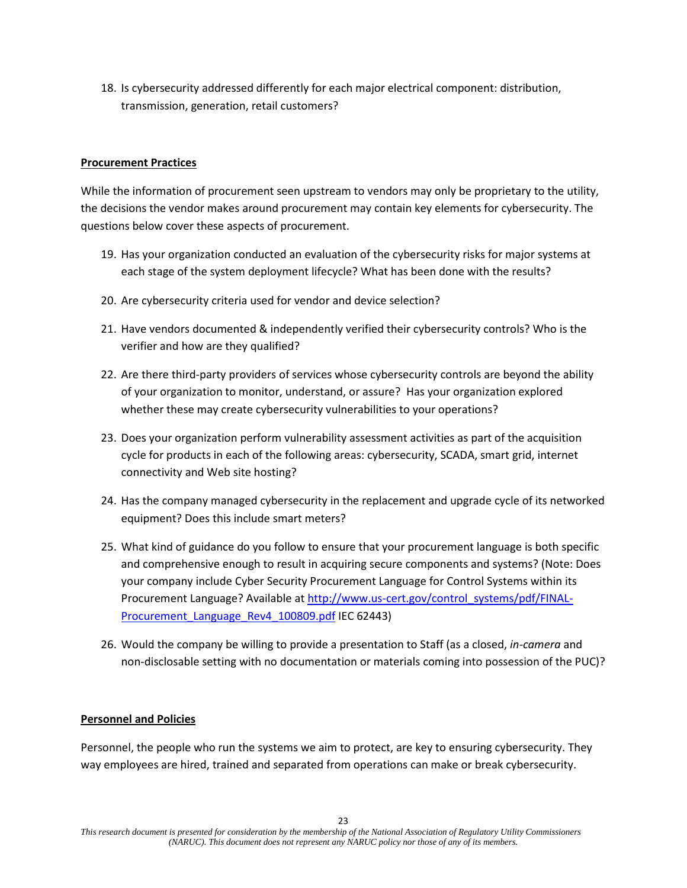18. Is cybersecurity addressed differently for each major electrical component: distribution, transmission, generation, retail customers?

**Procurement Practices**

While the information of procurement seen upstream to vendors may only be proprietary to the utility, the decisions the vendor makes around procurement may contain key elements for cybersecurity. The questions below cover these aspects of procurement.

19. Has your organization conducted an evaluation of the cybersecurity risks for major systems at each stage of the system deployment lifecycle? What has been done with the results?
20. Are cybersecurity criteria used for vendor and device selection?
21. Have vendors documented & independently verified their cybersecurity controls? Who is the verifier and how are they qualified?
22. Are there third-party providers of services whose cybersecurity controls are beyond the ability of your organization to monitor, understand, or assure? Has your organization explored whether these may create cybersecurity vulnerabilities to your operations?
23. Does your organization perform vulnerability assessment activities as part of the acquisition cycle for products in each of the following areas: cybersecurity, SCADA, smart grid, internet connectivity and Web site hosting?
24. Has the company managed cybersecurity in the replacement and upgrade cycle of its networked equipment? Does this include smart meters?
25. What kind of guidance do you follow to ensure that your procurement language is both specific and comprehensive enough to result in acquiring secure components and systems? (Note: Does your company include Cyber Security Procurement Language for Control Systems within its Procurement Language? Available at [http://www.us-cert.gov/control_systems/pdf/FINAL-Procurement_Language_Rev4_100809.pdf](http://www.us-cert.gov/control_systems/pdf/FINAL-Procurement_Language_Rev4_100809.pdf) IEC 62443)
26. Would the company be willing to provide a presentation to Staff (as a closed, *in-camera* and non-disclosable setting with no documentation or materials coming into possession of the PUC)?

**Personnel and Policies**

Personnel, the people who run the systems we aim to protect, are key to ensuring cybersecurity. They way employees are hired, trained and separated from operations can make or break cybersecurity.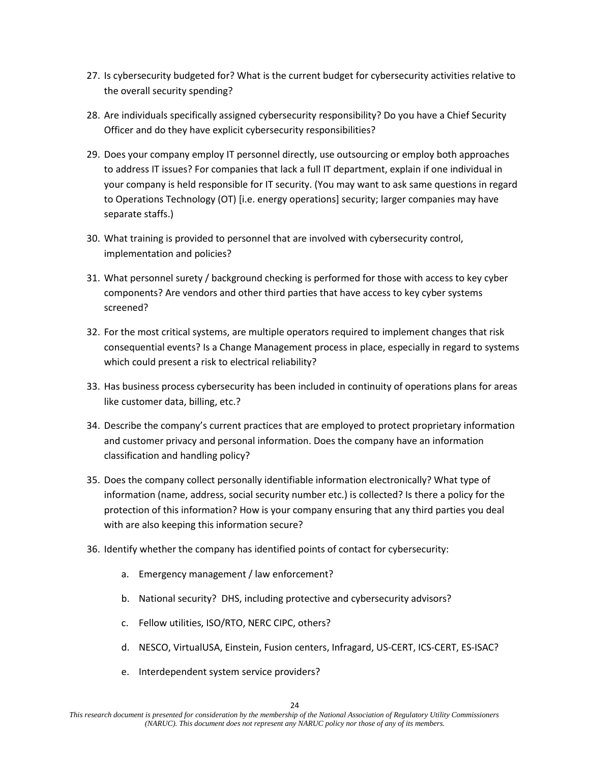27. Is cybersecurity budgeted for? What is the current budget for cybersecurity activities relative to the overall security spending?

28. Are individuals specifically assigned cybersecurity responsibility? Do you have a Chief Security Officer and do they have explicit cybersecurity responsibilities?

29. Does your company employ IT personnel directly, use outsourcing or employ both approaches to address IT issues? For companies that lack a full IT department, explain if one individual in your company is held responsible for IT security. (You may want to ask same questions in regard to Operations Technology (OT) [i.e. energy operations] security; larger companies may have separate staffs.)

30. What training is provided to personnel that are involved with cybersecurity control, implementation and policies?

31. What personnel surety / background checking is performed for those with access to key cyber components? Are vendors and other third parties that have access to key cyber systems screened?

32. For the most critical systems, are multiple operators required to implement changes that risk consequential events? Is a Change Management process in place, especially in regard to systems which could present a risk to electrical reliability?

33. Has business process cybersecurity has been included in continuity of operations plans for areas like customer data, billing, etc.?

34. Describe the company's current practices that are employed to protect proprietary information and customer privacy and personal information. Does the company have an information classification and handling policy?

35. Does the company collect personally identifiable information electronically? What type of information (name, address, social security number etc.) is collected? Is there a policy for the protection of this information? How is your company ensuring that any third parties you deal with are also keeping this information secure?

36. Identify whether the company has identified points of contact for cybersecurity:

    a. Emergency management / law enforcement?

    b. National security? DHS, including protective and cybersecurity advisors?

    c. Fellow utilities, ISO/RTO, NERC CIPC, others?

    d. NESCO, VirtualUSA, Einstein, Fusion centers, Infragard, US-CERT, ICS-CERT, ES-ISAC?

    e. Interdependent system service providers?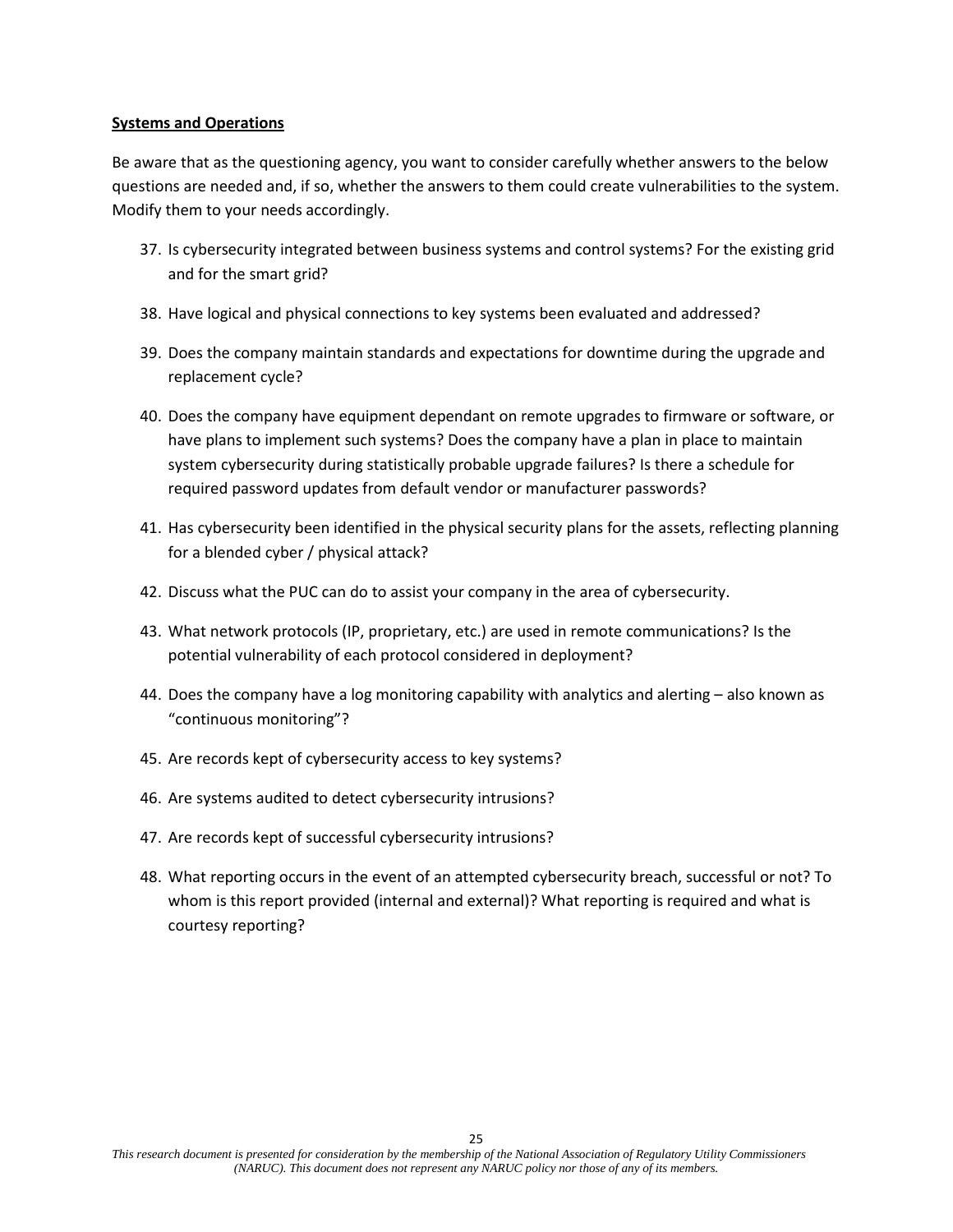**Systems and Operations**

Be aware that as the questioning agency, you want to consider carefully whether answers to the below questions are needed and, if so, whether the answers to them could create vulnerabilities to the system. Modify them to your needs accordingly.

37. Is cybersecurity integrated between business systems and control systems? For the existing grid and for the smart grid?
38. Have logical and physical connections to key systems been evaluated and addressed?
39. Does the company maintain standards and expectations for downtime during the upgrade and replacement cycle?
40. Does the company have equipment dependant on remote upgrades to firmware or software, or have plans to implement such systems? Does the company have a plan in place to maintain system cybersecurity during statistically probable upgrade failures? Is there a schedule for required password updates from default vendor or manufacturer passwords?
41. Has cybersecurity been identified in the physical security plans for the assets, reflecting planning for a blended cyber / physical attack?
42. Discuss what the PUC can do to assist your company in the area of cybersecurity.
43. What network protocols (IP, proprietary, etc.) are used in remote communications? Is the potential vulnerability of each protocol considered in deployment?
44. Does the company have a log monitoring capability with analytics and alerting – also known as "continuous monitoring"?
45. Are records kept of cybersecurity access to key systems?
46. Are systems audited to detect cybersecurity intrusions?
47. Are records kept of successful cybersecurity intrusions?
48. What reporting occurs in the event of an attempted cybersecurity breach, successful or not? To whom is this report provided (internal and external)? What reporting is required and what is courtesy reporting?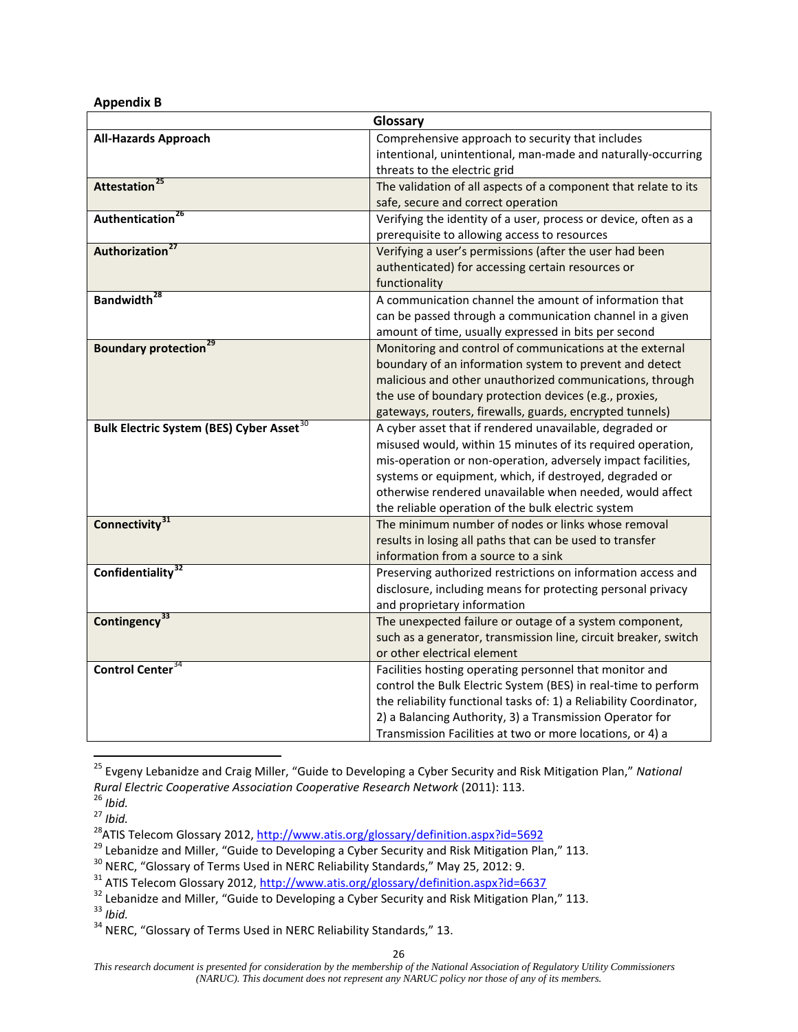**Appendix B**

| Glossary | |
|---|---|
| **All-Hazards Approach** | Comprehensive approach to security that includes intentional, unintentional, man-made and naturally-occurring threats to the electric grid |
| **Attestation**[25] | The validation of all aspects of a component that relate to its safe, secure and correct operation |
| **Authentication**[26] | Verifying the identity of a user, process or device, often as a prerequisite to allowing access to resources |
| **Authorization**[27] | Verifying a user's permissions (after the user had been authenticated) for accessing certain resources or functionality |
| **Bandwidth**[28] | A communication channel the amount of information that can be passed through a communication channel in a given amount of time, usually expressed in bits per second |
| **Boundary protection**[29] | Monitoring and control of communications at the external boundary of an information system to prevent and detect malicious and other unauthorized communications, through the use of boundary protection devices (e.g., proxies, gateways, routers, firewalls, guards, encrypted tunnels) |
| **Bulk Electric System (BES) Cyber Asset**[30] | A cyber asset that if rendered unavailable, degraded or misused would, within 15 minutes of its required operation, mis-operation or non-operation, adversely impact facilities, systems or equipment, which, if destroyed, degraded or otherwise rendered unavailable when needed, would affect the reliable operation of the bulk electric system |
| **Connectivity**[31] | The minimum number of nodes or links whose removal results in losing all paths that can be used to transfer information from a source to a sink |
| **Confidentiality**[32] | Preserving authorized restrictions on information access and disclosure, including means for protecting personal privacy and proprietary information |
| **Contingency**[33] | The unexpected failure or outage of a system component, such as a generator, transmission line, circuit breaker, switch or other electrical element |
| **Control Center**[34] | Facilities hosting operating personnel that monitor and control the Bulk Electric System (BES) in real-time to perform the reliability functional tasks of: 1) a Reliability Coordinator, 2) a Balancing Authority, 3) a Transmission Operator for Transmission Facilities at two or more locations, or 4) a |

[25] Evgeny Lebanidze and Craig Miller, "Guide to Developing a Cyber Security and Risk Mitigation Plan," *National Rural Electric Cooperative Association Cooperative Research Network* (2011): 113.
[26] *Ibid.*
[27] *Ibid.*
[28] ATIS Telecom Glossary 2012, http://www.atis.org/glossary/definition.aspx?id=5692
[29] Lebanidze and Miller, "Guide to Developing a Cyber Security and Risk Mitigation Plan," 113.
[30] NERC, "Glossary of Terms Used in NERC Reliability Standards," May 25, 2012: 9.
[31] ATIS Telecom Glossary 2012, http://www.atis.org/glossary/definition.aspx?id=6637
[32] Lebanidze and Miller, "Guide to Developing a Cyber Security and Risk Mitigation Plan," 113.
[33] *Ibid.*
[34] NERC, "Glossary of Terms Used in NERC Reliability Standards," 13.

*This research document is presented for consideration by the membership of the National Association of Regulatory Utility Commissioners (NARUC). This document does not represent any NARUC policy nor those of any of its members.*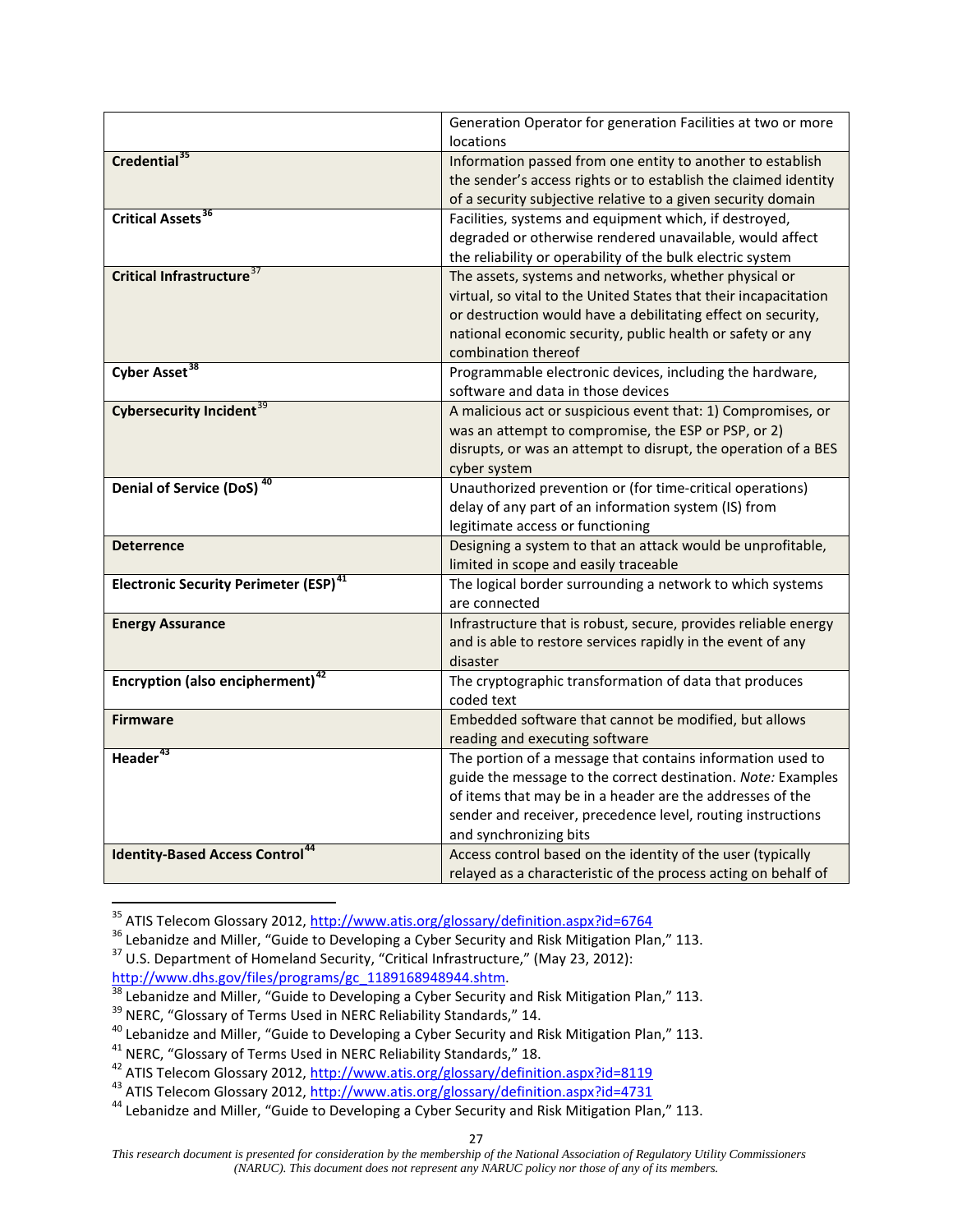| | |
|---|---|
| | Generation Operator for generation Facilities at two or more locations |
| **Credential**[35] | Information passed from one entity to another to establish the sender's access rights or to establish the claimed identity of a security subjective relative to a given security domain |
| **Critical Assets**[36] | Facilities, systems and equipment which, if destroyed, degraded or otherwise rendered unavailable, would affect the reliability or operability of the bulk electric system |
| **Critical Infrastructure**[37] | The assets, systems and networks, whether physical or virtual, so vital to the United States that their incapacitation or destruction would have a debilitating effect on security, national economic security, public health or safety or any combination thereof |
| **Cyber Asset**[38] | Programmable electronic devices, including the hardware, software and data in those devices |
| **Cybersecurity Incident**[39] | A malicious act or suspicious event that: 1) Compromises, or was an attempt to compromise, the ESP or PSP, or 2) disrupts, or was an attempt to disrupt, the operation of a BES cyber system |
| **Denial of Service (DoS)**[40] | Unauthorized prevention or (for time-critical operations) delay of any part of an information system (IS) from legitimate access or functioning |
| **Deterrence** | Designing a system to that an attack would be unprofitable, limited in scope and easily traceable |
| **Electronic Security Perimeter (ESP)**[41] | The logical border surrounding a network to which systems are connected |
| **Energy Assurance** | Infrastructure that is robust, secure, provides reliable energy and is able to restore services rapidly in the event of any disaster |
| **Encryption (also encipherment)**[42] | The cryptographic transformation of data that produces coded text |
| **Firmware** | Embedded software that cannot be modified, but allows reading and executing software |
| **Header**[43] | The portion of a message that contains information used to guide the message to the correct destination. *Note:* Examples of items that may be in a header are the addresses of the sender and receiver, precedence level, routing instructions and synchronizing bits |
| **Identity-Based Access Control**[44] | Access control based on the identity of the user (typically relayed as a characteristic of the process acting on behalf of |

[35] ATIS Telecom Glossary 2012, http://www.atis.org/glossary/definition.aspx?id=6764

[36] Lebanidze and Miller, "Guide to Developing a Cyber Security and Risk Mitigation Plan," 113.

[37] U.S. Department of Homeland Security, "Critical Infrastructure," (May 23, 2012): http://www.dhs.gov/files/programs/gc_1189168948944.shtm.

[38] Lebanidze and Miller, "Guide to Developing a Cyber Security and Risk Mitigation Plan," 113.

[39] NERC, "Glossary of Terms Used in NERC Reliability Standards," 14.

[40] Lebanidze and Miller, "Guide to Developing a Cyber Security and Risk Mitigation Plan," 113.

[41] NERC, "Glossary of Terms Used in NERC Reliability Standards," 18.

[42] ATIS Telecom Glossary 2012, http://www.atis.org/glossary/definition.aspx?id=8119

[43] ATIS Telecom Glossary 2012, http://www.atis.org/glossary/definition.aspx?id=4731

[44] Lebanidze and Miller, "Guide to Developing a Cyber Security and Risk Mitigation Plan," 113.

*This research document is presented for consideration by the membership of the National Association of Regulatory Utility Commissioners (NARUC). This document does not represent any NARUC policy nor those of any of its members.*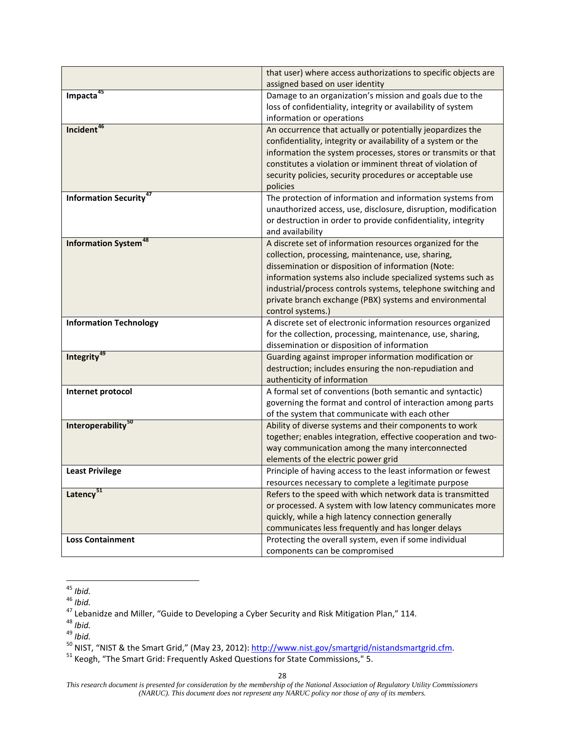| | |
|---|---|
| | that user) where access authorizations to specific objects are assigned based on user identity |
| **Impacta**[45] | Damage to an organization's mission and goals due to the loss of confidentiality, integrity or availability of system information or operations |
| **Incident**[46] | An occurrence that actually or potentially jeopardizes the confidentiality, integrity or availability of a system or the information the system processes, stores or transmits or that constitutes a violation or imminent threat of violation of security policies, security procedures or acceptable use policies |
| **Information Security**[47] | The protection of information and information systems from unauthorized access, use, disclosure, disruption, modification or destruction in order to provide confidentiality, integrity and availability |
| **Information System**[48] | A discrete set of information resources organized for the collection, processing, maintenance, use, sharing, dissemination or disposition of information (Note: information systems also include specialized systems such as industrial/process controls systems, telephone switching and private branch exchange (PBX) systems and environmental control systems.) |
| **Information Technology** | A discrete set of electronic information resources organized for the collection, processing, maintenance, use, sharing, dissemination or disposition of information |
| **Integrity**[49] | Guarding against improper information modification or destruction; includes ensuring the non-repudiation and authenticity of information |
| **Internet protocol** | A formal set of conventions (both semantic and syntactic) governing the format and control of interaction among parts of the system that communicate with each other |
| **Interoperability**[50] | Ability of diverse systems and their components to work together; enables integration, effective cooperation and two-way communication among the many interconnected elements of the electric power grid |
| **Least Privilege** | Principle of having access to the least information or fewest resources necessary to complete a legitimate purpose |
| **Latency**[51] | Refers to the speed with which network data is transmitted or processed. A system with low latency communicates more quickly, while a high latency connection generally communicates less frequently and has longer delays |
| **Loss Containment** | Protecting the overall system, even if some individual components can be compromised |

[45] *Ibid.*

[46] *Ibid.*

[47] Lebanidze and Miller, "Guide to Developing a Cyber Security and Risk Mitigation Plan," 114.

[48] *Ibid.*

[49] *Ibid.*

[50] NIST, "NIST & the Smart Grid," (May 23, 2012): http://www.nist.gov/smartgrid/nistandsmartgrid.cfm.

[51] Keogh, "The Smart Grid: Frequently Asked Questions for State Commissions," 5.

*This research document is presented for consideration by the membership of the National Association of Regulatory Utility Commissioners (NARUC). This document does not represent any NARUC policy nor those of any of its members.*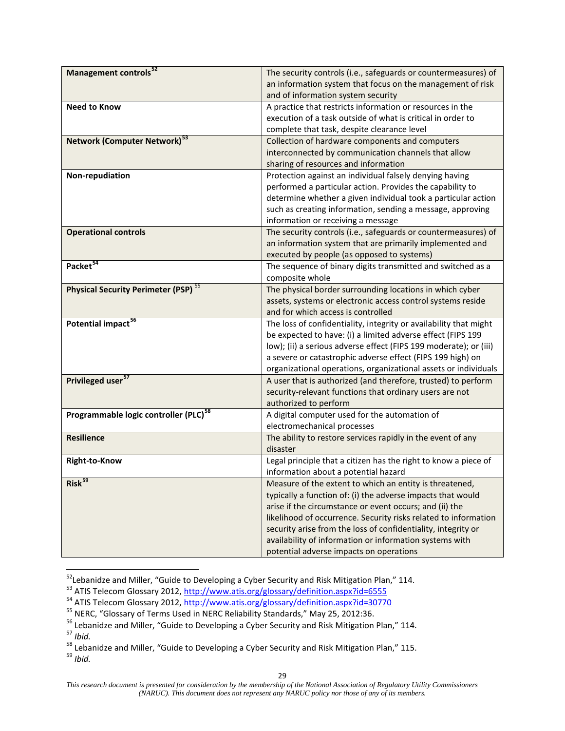| **Management controls**[52] | The security controls (i.e., safeguards or countermeasures) of an information system that focus on the management of risk and of information system security |
|---|---|
| **Need to Know** | A practice that restricts information or resources in the execution of a task outside of what is critical in order to complete that task, despite clearance level |
| **Network (Computer Network)**[53] | Collection of hardware components and computers interconnected by communication channels that allow sharing of resources and information |
| **Non-repudiation** | Protection against an individual falsely denying having performed a particular action. Provides the capability to determine whether a given individual took a particular action such as creating information, sending a message, approving information or receiving a message |
| **Operational controls** | The security controls (i.e., safeguards or countermeasures) of an information system that are primarily implemented and executed by people (as opposed to systems) |
| **Packet**[54] | The sequence of binary digits transmitted and switched as a composite whole |
| **Physical Security Perimeter (PSP)**[55] | The physical border surrounding locations in which cyber assets, systems or electronic access control systems reside and for which access is controlled |
| **Potential impact**[56] | The loss of confidentiality, integrity or availability that might be expected to have: (i) a limited adverse effect (FIPS 199 low); (ii) a serious adverse effect (FIPS 199 moderate); or (iii) a severe or catastrophic adverse effect (FIPS 199 high) on organizational operations, organizational assets or individuals |
| **Privileged user**[57] | A user that is authorized (and therefore, trusted) to perform security-relevant functions that ordinary users are not authorized to perform |
| **Programmable logic controller (PLC)**[58] | A digital computer used for the automation of electromechanical processes |
| **Resilience** | The ability to restore services rapidly in the event of any disaster |
| **Right-to-Know** | Legal principle that a citizen has the right to know a piece of information about a potential hazard |
| **Risk**[59] | Measure of the extent to which an entity is threatened, typically a function of: (i) the adverse impacts that would arise if the circumstance or event occurs; and (ii) the likelihood of occurrence. Security risks related to information security arise from the loss of confidentiality, integrity or availability of information or information systems with potential adverse impacts on operations |

[52] Lebanidze and Miller, "Guide to Developing a Cyber Security and Risk Mitigation Plan," 114.
[53] ATIS Telecom Glossary 2012, http://www.atis.org/glossary/definition.aspx?id=6555
[54] ATIS Telecom Glossary 2012, http://www.atis.org/glossary/definition.aspx?id=30770
[55] NERC, "Glossary of Terms Used in NERC Reliability Standards," May 25, 2012:36.
[56] Lebanidze and Miller, "Guide to Developing a Cyber Security and Risk Mitigation Plan," 114.
[57] *Ibid.*
[58] Lebanidze and Miller, "Guide to Developing a Cyber Security and Risk Mitigation Plan," 115.
[59] *Ibid.*

*This research document is presented for consideration by the membership of the National Association of Regulatory Utility Commissioners (NARUC). This document does not represent any NARUC policy nor those of any of its members.*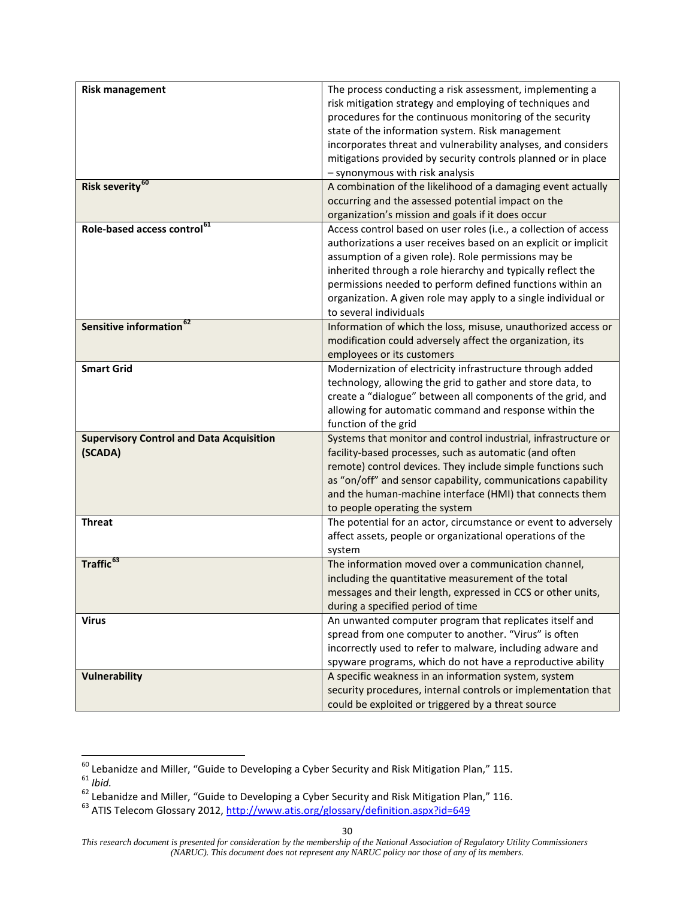| | |
|---|---|
| **Risk management** | The process conducting a risk assessment, implementing a risk mitigation strategy and employing of techniques and procedures for the continuous monitoring of the security state of the information system. Risk management incorporates threat and vulnerability analyses, and considers mitigations provided by security controls planned or in place – synonymous with risk analysis |
| **Risk severity**[60] | A combination of the likelihood of a damaging event actually occurring and the assessed potential impact on the organization's mission and goals if it does occur |
| **Role-based access control**[61] | Access control based on user roles (i.e., a collection of access authorizations a user receives based on an explicit or implicit assumption of a given role). Role permissions may be inherited through a role hierarchy and typically reflect the permissions needed to perform defined functions within an organization. A given role may apply to a single individual or to several individuals |
| **Sensitive information**[62] | Information of which the loss, misuse, unauthorized access or modification could adversely affect the organization, its employees or its customers |
| **Smart Grid** | Modernization of electricity infrastructure through added technology, allowing the grid to gather and store data, to create a "dialogue" between all components of the grid, and allowing for automatic command and response within the function of the grid |
| **Supervisory Control and Data Acquisition (SCADA)** | Systems that monitor and control industrial, infrastructure or facility-based processes, such as automatic (and often remote) control devices. They include simple functions such as "on/off" and sensor capability, communications capability and the human-machine interface (HMI) that connects them to people operating the system |
| **Threat** | The potential for an actor, circumstance or event to adversely affect assets, people or organizational operations of the system |
| **Traffic**[63] | The information moved over a communication channel, including the quantitative measurement of the total messages and their length, expressed in CCS or other units, during a specified period of time |
| **Virus** | An unwanted computer program that replicates itself and spread from one computer to another. "Virus" is often incorrectly used to refer to malware, including adware and spyware programs, which do not have a reproductive ability |
| **Vulnerability** | A specific weakness in an information system, system security procedures, internal controls or implementation that could be exploited or triggered by a threat source |

[60] Lebanidze and Miller, "Guide to Developing a Cyber Security and Risk Mitigation Plan," 115.

[61] *Ibid.*

[62] Lebanidze and Miller, "Guide to Developing a Cyber Security and Risk Mitigation Plan," 116.

[63] ATIS Telecom Glossary 2012, http://www.atis.org/glossary/definition.aspx?id=649

*This research document is presented for consideration by the membership of the National Association of Regulatory Utility Commissioners (NARUC). This document does not represent any NARUC policy nor those of any of its members.*